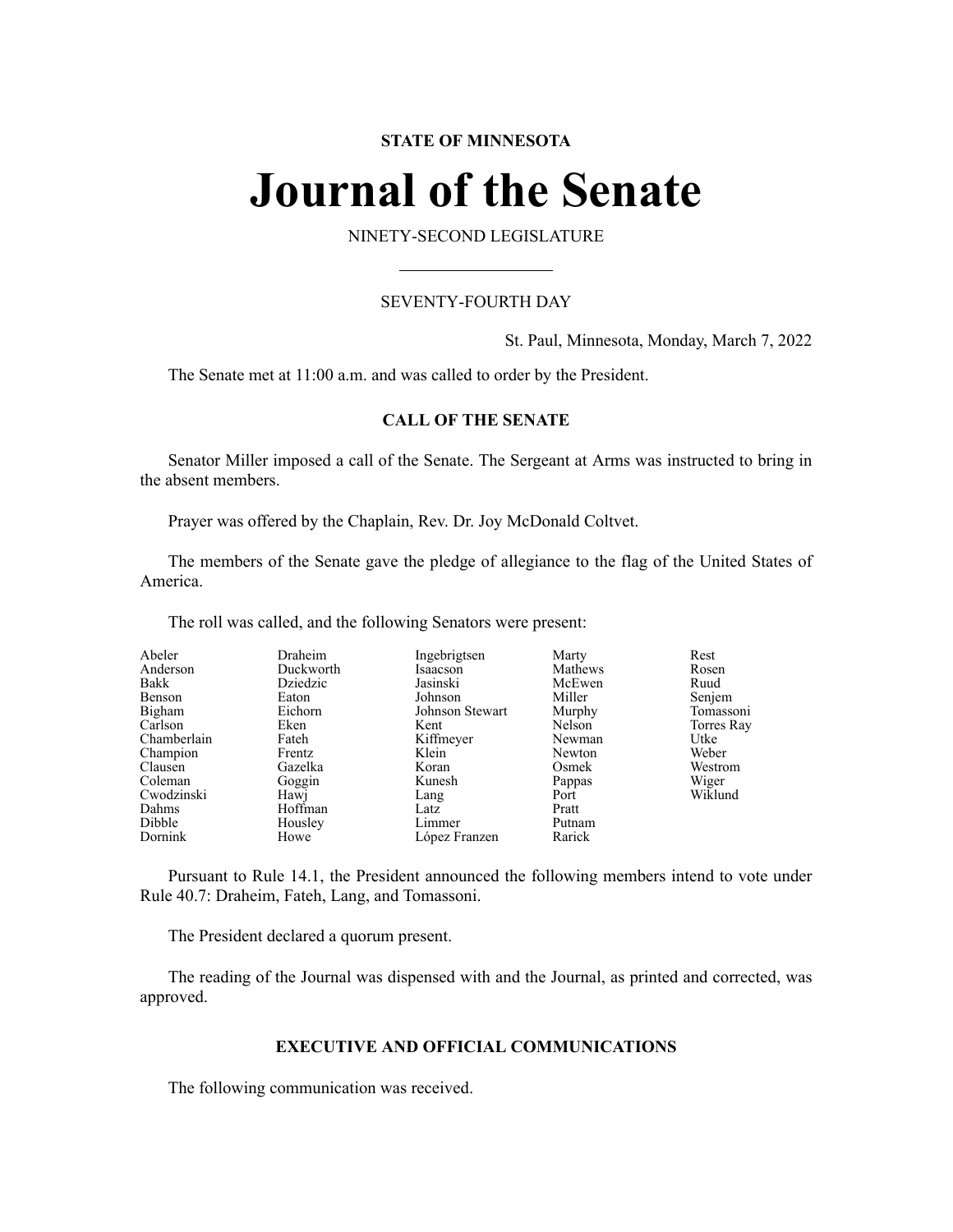**STATE OF MINNESOTA**

# Journal of the Senate

NINETY-SECOND LEGISLATURE

---

SEVENTY-FOURTH DAY

St. Paul, Minnesota, Monday, March 7, 2022

The Senate met at 11:00 a.m. and was called to order by the President.

## CALL OF THE SENATE

Senator Miller imposed a call of the Senate. The Sergeant at Arms was instructed to bring in the absent members.

Prayer was offered by the Chaplain, Rev. Dr. Joy McDonald Coltvet.

The members of the Senate gave the pledge of allegiance to the flag of the United States of America.

The roll was called, and the following Senators were present:

| | | | | |
|---|---|---|---|---|
| Abeler | Draheim | Ingebrigtsen | Marty | Rest |
| Anderson | Duckworth | Isaacson | Mathews | Rosen |
| Bakk | Dziedzic | Jasinski | McEwen | Ruud |
| Benson | Eaton | Johnson | Miller | Senjem |
| Bigham | Eichorn | Johnson Stewart | Murphy | Tomassoni |
| Carlson | Eken | Kent | Nelson | Torres Ray |
| Chamberlain | Fateh | Kiffmeyer | Newman | Utke |
| Champion | Frentz | Klein | Newton | Weber |
| Clausen | Gazelka | Koran | Osmek | Westrom |
| Coleman | Goggin | Kunesh | Pappas | Wiger |
| Cwodzinski | Hawj | Lang | Port | Wiklund |
| Dahms | Hoffman | Latz | Pratt | |
| Dibble | Housley | Limmer | Putnam | |
| Dornink | Howe | López Franzen | Rarick | |

Pursuant to Rule 14.1, the President announced the following members intend to vote under Rule 40.7: Draheim, Fateh, Lang, and Tomassoni.

The President declared a quorum present.

The reading of the Journal was dispensed with and the Journal, as printed and corrected, was approved.

## EXECUTIVE AND OFFICIAL COMMUNICATIONS

The following communication was received.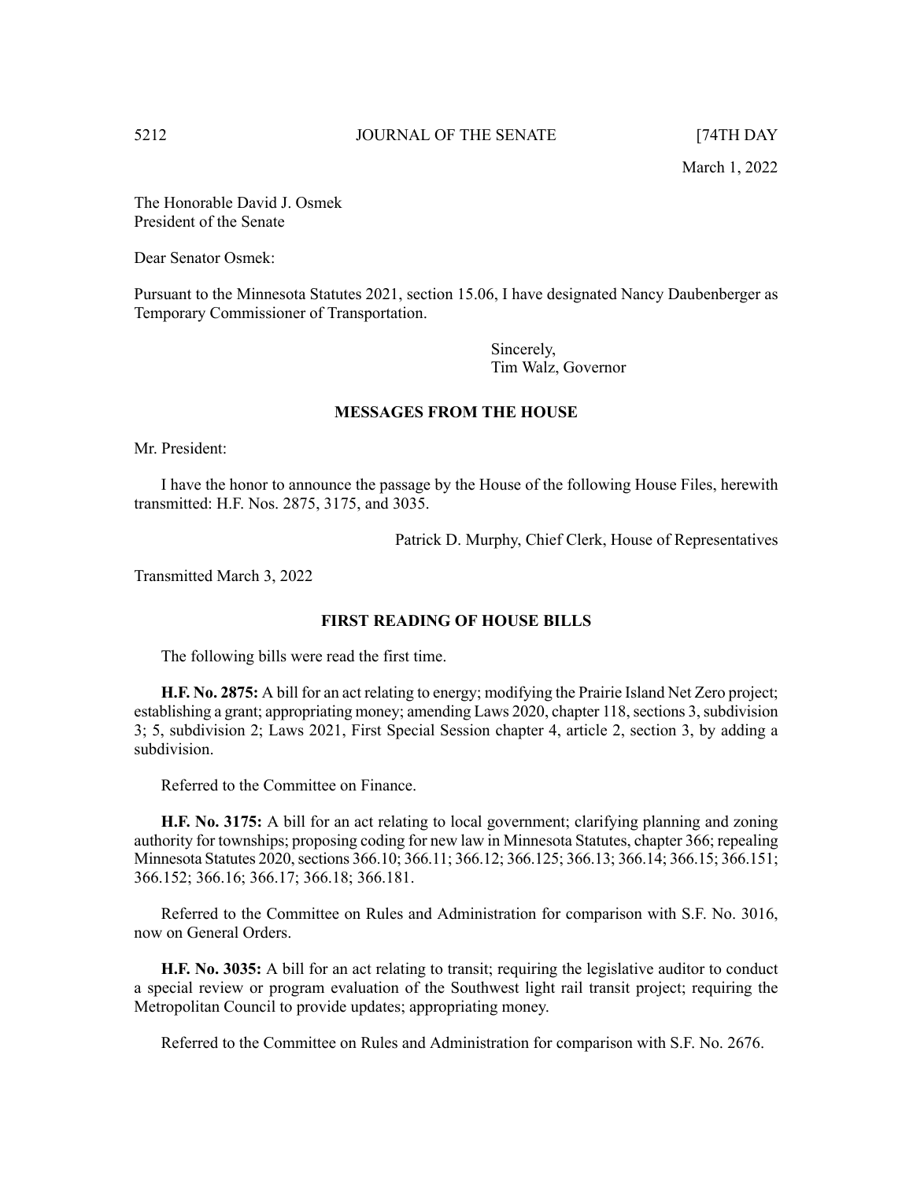March 1, 2022

The Honorable David J. Osmek
President of the Senate

Dear Senator Osmek:

Pursuant to the Minnesota Statutes 2021, section 15.06, I have designated Nancy Daubenberger as Temporary Commissioner of Transportation.

Sincerely,
Tim Walz, Governor

## MESSAGES FROM THE HOUSE

Mr. President:

I have the honor to announce the passage by the House of the following House Files, herewith transmitted: H.F. Nos. 2875, 3175, and 3035.

Patrick D. Murphy, Chief Clerk, House of Representatives

Transmitted March 3, 2022

## FIRST READING OF HOUSE BILLS

The following bills were read the first time.

**H.F. No. 2875:** A bill for an act relating to energy; modifying the Prairie Island Net Zero project; establishing a grant; appropriating money; amending Laws 2020, chapter 118, sections 3, subdivision 3; 5, subdivision 2; Laws 2021, First Special Session chapter 4, article 2, section 3, by adding a subdivision.

Referred to the Committee on Finance.

**H.F. No. 3175:** A bill for an act relating to local government; clarifying planning and zoning authority for townships; proposing coding for new law in Minnesota Statutes, chapter 366; repealing Minnesota Statutes 2020, sections 366.10; 366.11; 366.12; 366.125; 366.13; 366.14; 366.15; 366.151; 366.152; 366.16; 366.17; 366.18; 366.181.

Referred to the Committee on Rules and Administration for comparison with S.F. No. 3016, now on General Orders.

**H.F. No. 3035:** A bill for an act relating to transit; requiring the legislative auditor to conduct a special review or program evaluation of the Southwest light rail transit project; requiring the Metropolitan Council to provide updates; appropriating money.

Referred to the Committee on Rules and Administration for comparison with S.F. No. 2676.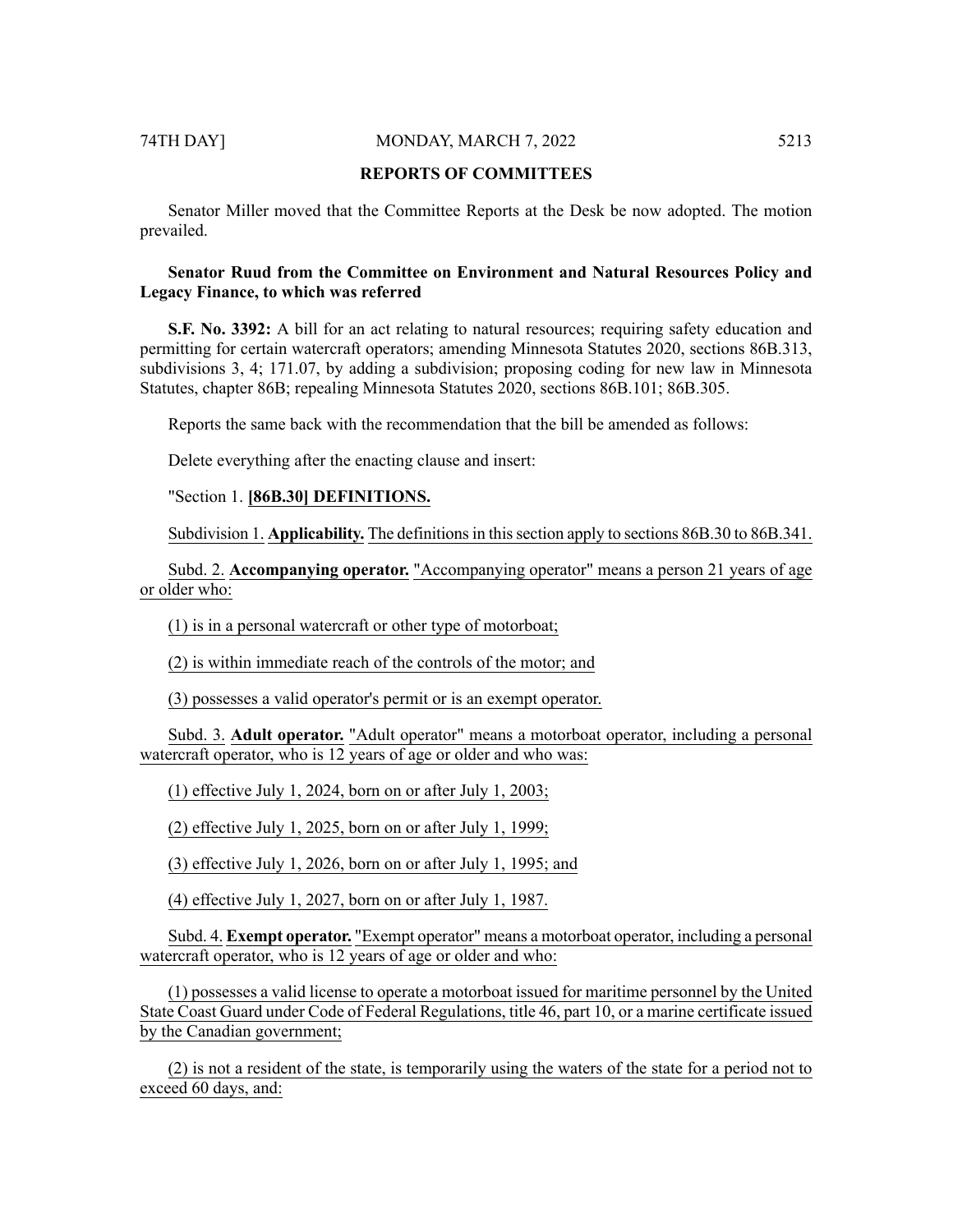## REPORTS OF COMMITTEES

Senator Miller moved that the Committee Reports at the Desk be now adopted. The motion prevailed.

**Senator Ruud from the Committee on Environment and Natural Resources Policy and Legacy Finance, to which was referred**

**S.F. No. 3392:** A bill for an act relating to natural resources; requiring safety education and permitting for certain watercraft operators; amending Minnesota Statutes 2020, sections 86B.313, subdivisions 3, 4; 171.07, by adding a subdivision; proposing coding for new law in Minnesota Statutes, chapter 86B; repealing Minnesota Statutes 2020, sections 86B.101; 86B.305.

Reports the same back with the recommendation that the bill be amended as follows:

Delete everything after the enacting clause and insert:

"Section 1. **[86B.30] DEFINITIONS.**

Subdivision 1. **Applicability.** The definitions in this section apply to sections 86B.30 to 86B.341.

Subd. 2. **Accompanying operator.** "Accompanying operator" means a person 21 years of age or older who:

(1) is in a personal watercraft or other type of motorboat;

(2) is within immediate reach of the controls of the motor; and

(3) possesses a valid operator's permit or is an exempt operator.

Subd. 3. **Adult operator.** "Adult operator" means a motorboat operator, including a personal watercraft operator, who is 12 years of age or older and who was:

(1) effective July 1, 2024, born on or after July 1, 2003;

(2) effective July 1, 2025, born on or after July 1, 1999;

(3) effective July 1, 2026, born on or after July 1, 1995; and

(4) effective July 1, 2027, born on or after July 1, 1987.

Subd. 4. **Exempt operator.** "Exempt operator" means a motorboat operator, including a personal watercraft operator, who is 12 years of age or older and who:

(1) possesses a valid license to operate a motorboat issued for maritime personnel by the United State Coast Guard under Code of Federal Regulations, title 46, part 10, or a marine certificate issued by the Canadian government;

(2) is not a resident of the state, is temporarily using the waters of the state for a period not to exceed 60 days, and: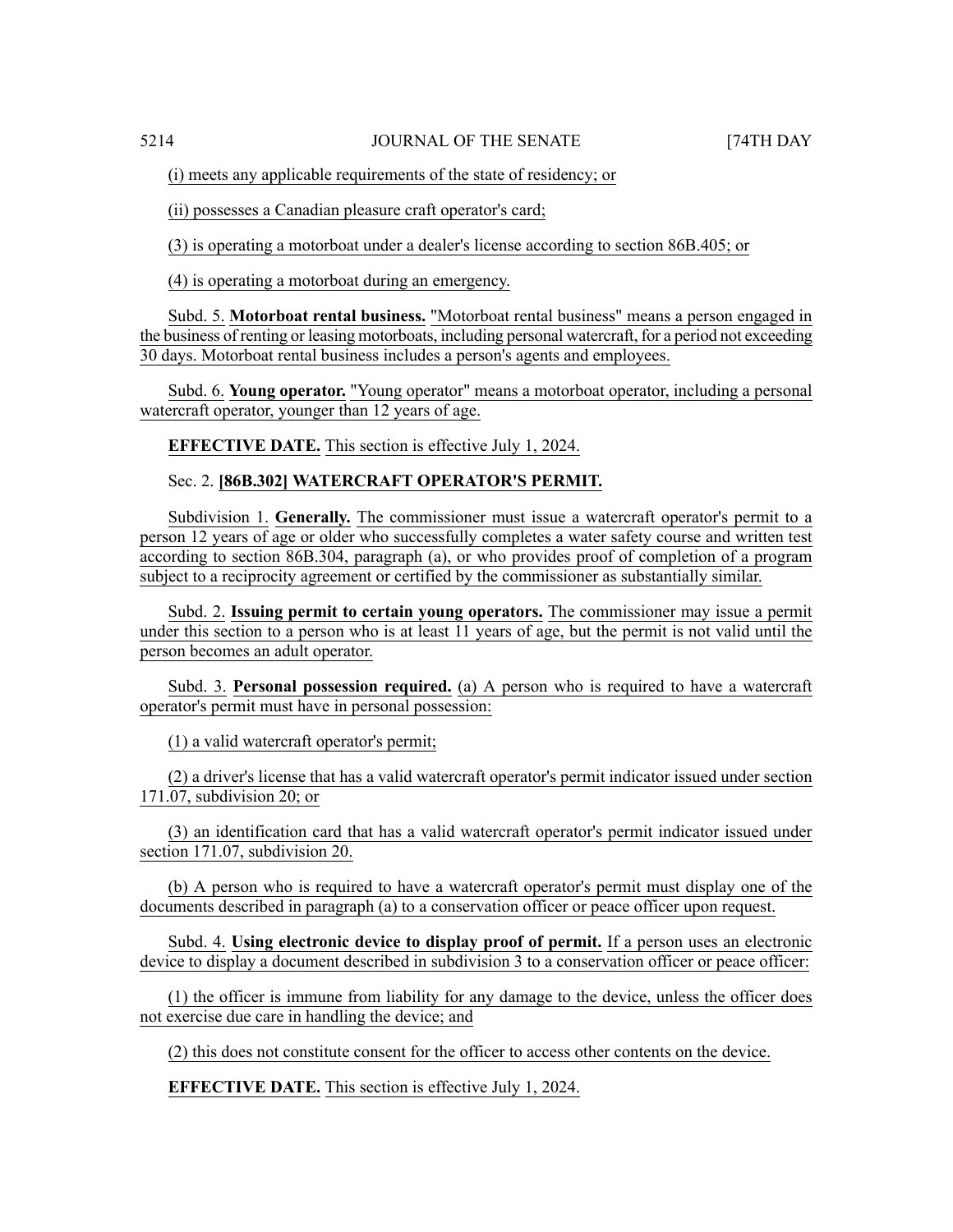(i) meets any applicable requirements of the state of residency; or

(ii) possesses a Canadian pleasure craft operator's card;

(3) is operating a motorboat under a dealer's license according to section 86B.405; or

(4) is operating a motorboat during an emergency.

Subd. 5. **Motorboat rental business.** "Motorboat rental business" means a person engaged in the business of renting or leasing motorboats, including personal watercraft, for a period not exceeding 30 days. Motorboat rental business includes a person's agents and employees.

Subd. 6. **Young operator.** "Young operator" means a motorboat operator, including a personal watercraft operator, younger than 12 years of age.

**EFFECTIVE DATE.** This section is effective July 1, 2024.

Sec. 2. **[86B.302] WATERCRAFT OPERATOR'S PERMIT.**

Subdivision 1. **Generally.** The commissioner must issue a watercraft operator's permit to a person 12 years of age or older who successfully completes a water safety course and written test according to section 86B.304, paragraph (a), or who provides proof of completion of a program subject to a reciprocity agreement or certified by the commissioner as substantially similar.

Subd. 2. **Issuing permit to certain young operators.** The commissioner may issue a permit under this section to a person who is at least 11 years of age, but the permit is not valid until the person becomes an adult operator.

Subd. 3. **Personal possession required.** (a) A person who is required to have a watercraft operator's permit must have in personal possession:

(1) a valid watercraft operator's permit;

(2) a driver's license that has a valid watercraft operator's permit indicator issued under section 171.07, subdivision 20; or

(3) an identification card that has a valid watercraft operator's permit indicator issued under section 171.07, subdivision 20.

(b) A person who is required to have a watercraft operator's permit must display one of the documents described in paragraph (a) to a conservation officer or peace officer upon request.

Subd. 4. **Using electronic device to display proof of permit.** If a person uses an electronic device to display a document described in subdivision 3 to a conservation officer or peace officer:

(1) the officer is immune from liability for any damage to the device, unless the officer does not exercise due care in handling the device; and

(2) this does not constitute consent for the officer to access other contents on the device.

**EFFECTIVE DATE.** This section is effective July 1, 2024.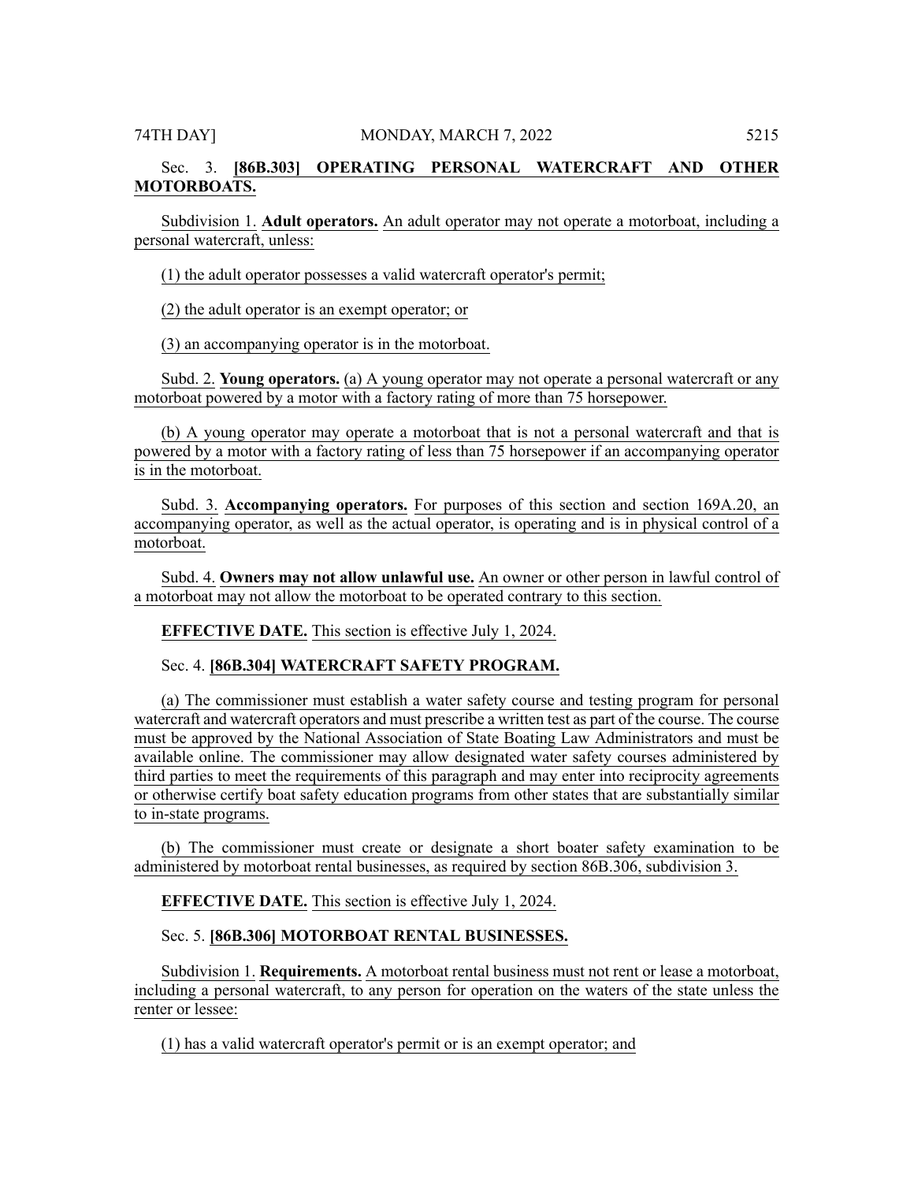Sec. 3. **[86B.303] OPERATING PERSONAL WATERCRAFT AND OTHER MOTORBOATS.**

Subdivision 1. **Adult operators.** An adult operator may not operate a motorboat, including a personal watercraft, unless:

(1) the adult operator possesses a valid watercraft operator's permit;

(2) the adult operator is an exempt operator; or

(3) an accompanying operator is in the motorboat.

Subd. 2. **Young operators.** (a) A young operator may not operate a personal watercraft or any motorboat powered by a motor with a factory rating of more than 75 horsepower.

(b) A young operator may operate a motorboat that is not a personal watercraft and that is powered by a motor with a factory rating of less than 75 horsepower if an accompanying operator is in the motorboat.

Subd. 3. **Accompanying operators.** For purposes of this section and section 169A.20, an accompanying operator, as well as the actual operator, is operating and is in physical control of a motorboat.

Subd. 4. **Owners may not allow unlawful use.** An owner or other person in lawful control of a motorboat may not allow the motorboat to be operated contrary to this section.

**EFFECTIVE DATE.** This section is effective July 1, 2024.

Sec. 4. **[86B.304] WATERCRAFT SAFETY PROGRAM.**

(a) The commissioner must establish a water safety course and testing program for personal watercraft and watercraft operators and must prescribe a written test as part of the course. The course must be approved by the National Association of State Boating Law Administrators and must be available online. The commissioner may allow designated water safety courses administered by third parties to meet the requirements of this paragraph and may enter into reciprocity agreements or otherwise certify boat safety education programs from other states that are substantially similar to in-state programs.

(b) The commissioner must create or designate a short boater safety examination to be administered by motorboat rental businesses, as required by section 86B.306, subdivision 3.

**EFFECTIVE DATE.** This section is effective July 1, 2024.

Sec. 5. **[86B.306] MOTORBOAT RENTAL BUSINESSES.**

Subdivision 1. **Requirements.** A motorboat rental business must not rent or lease a motorboat, including a personal watercraft, to any person for operation on the waters of the state unless the renter or lessee:

(1) has a valid watercraft operator's permit or is an exempt operator; and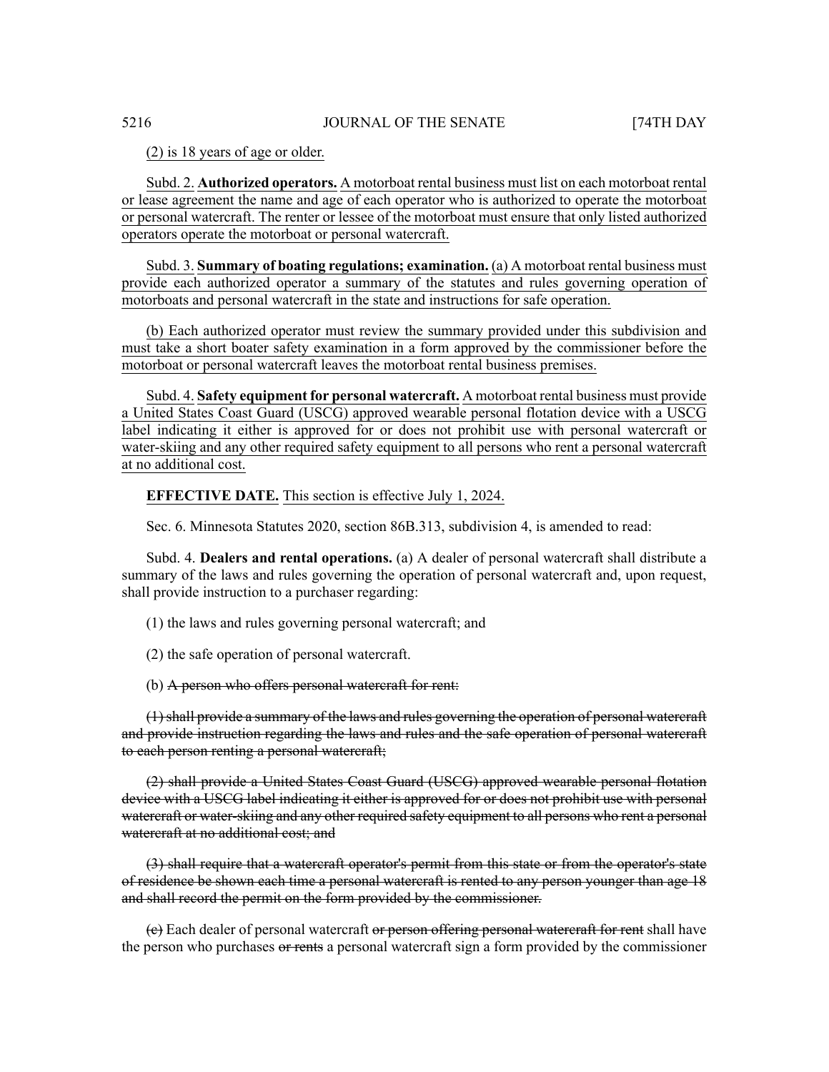(2) is 18 years of age or older.

Subd. 2. **Authorized operators.** A motorboat rental business must list on each motorboat rental or lease agreement the name and age of each operator who is authorized to operate the motorboat or personal watercraft. The renter or lessee of the motorboat must ensure that only listed authorized operators operate the motorboat or personal watercraft.

Subd. 3. **Summary of boating regulations; examination.** (a) A motorboat rental business must provide each authorized operator a summary of the statutes and rules governing operation of motorboats and personal watercraft in the state and instructions for safe operation.

(b) Each authorized operator must review the summary provided under this subdivision and must take a short boater safety examination in a form approved by the commissioner before the motorboat or personal watercraft leaves the motorboat rental business premises.

Subd. 4. **Safety equipment for personal watercraft.** A motorboat rental business must provide a United States Coast Guard (USCG) approved wearable personal flotation device with a USCG label indicating it either is approved for or does not prohibit use with personal watercraft or water-skiing and any other required safety equipment to all persons who rent a personal watercraft at no additional cost.

**EFFECTIVE DATE.** This section is effective July 1, 2024.

Sec. 6. Minnesota Statutes 2020, section 86B.313, subdivision 4, is amended to read:

Subd. 4. **Dealers and rental operations.** (a) A dealer of personal watercraft shall distribute a summary of the laws and rules governing the operation of personal watercraft and, upon request, shall provide instruction to a purchaser regarding:

(1) the laws and rules governing personal watercraft; and

(2) the safe operation of personal watercraft.

(b) ~~A person who offers personal watercraft for rent:~~

~~(1) shall provide a summary of the laws and rules governing the operation of personal watercraft and provide instruction regarding the laws and rules and the safe operation of personal watercraft to each person renting a personal watercraft;~~

~~(2) shall provide a United States Coast Guard (USCG) approved wearable personal flotation device with a USCG label indicating it either is approved for or does not prohibit use with personal watercraft or water-skiing and any other required safety equipment to all persons who rent a personal watercraft at no additional cost; and~~

~~(3) shall require that a watercraft operator's permit from this state or from the operator's state of residence be shown each time a personal watercraft is rented to any person younger than age 18 and shall record the permit on the form provided by the commissioner.~~

~~(c)~~ Each dealer of personal watercraft ~~or person offering personal watercraft for rent~~ shall have the person who purchases ~~or rents~~ a personal watercraft sign a form provided by the commissioner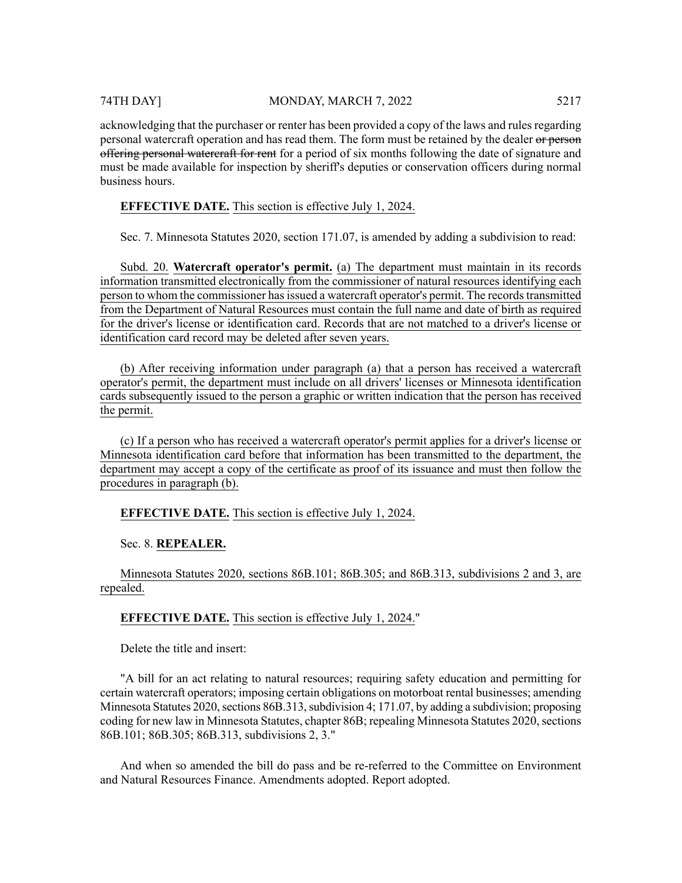acknowledging that the purchaser or renter has been provided a copy of the laws and rules regarding personal watercraft operation and has read them. The form must be retained by the dealer ~~or person offering personal watercraft for rent~~ for a period of six months following the date of signature and must be made available for inspection by sheriff's deputies or conservation officers during normal business hours.

**EFFECTIVE DATE.** This section is effective July 1, 2024.

Sec. 7. Minnesota Statutes 2020, section 171.07, is amended by adding a subdivision to read:

Subd. 20. **Watercraft operator's permit.** (a) The department must maintain in its records information transmitted electronically from the commissioner of natural resources identifying each person to whom the commissioner has issued a watercraft operator's permit. The records transmitted from the Department of Natural Resources must contain the full name and date of birth as required for the driver's license or identification card. Records that are not matched to a driver's license or identification card record may be deleted after seven years.

(b) After receiving information under paragraph (a) that a person has received a watercraft operator's permit, the department must include on all drivers' licenses or Minnesota identification cards subsequently issued to the person a graphic or written indication that the person has received the permit.

(c) If a person who has received a watercraft operator's permit applies for a driver's license or Minnesota identification card before that information has been transmitted to the department, the department may accept a copy of the certificate as proof of its issuance and must then follow the procedures in paragraph (b).

**EFFECTIVE DATE.** This section is effective July 1, 2024.

Sec. 8. **REPEALER.**

Minnesota Statutes 2020, sections 86B.101; 86B.305; and 86B.313, subdivisions 2 and 3, are repealed.

**EFFECTIVE DATE.** This section is effective July 1, 2024."

Delete the title and insert:

"A bill for an act relating to natural resources; requiring safety education and permitting for certain watercraft operators; imposing certain obligations on motorboat rental businesses; amending Minnesota Statutes 2020, sections 86B.313, subdivision 4; 171.07, by adding a subdivision; proposing coding for new law in Minnesota Statutes, chapter 86B; repealing Minnesota Statutes 2020, sections 86B.101; 86B.305; 86B.313, subdivisions 2, 3."

And when so amended the bill do pass and be re-referred to the Committee on Environment and Natural Resources Finance. Amendments adopted. Report adopted.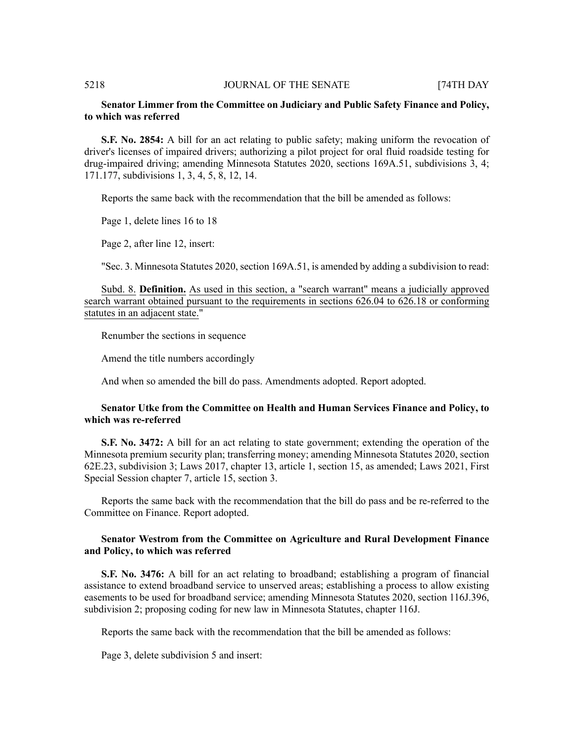**Senator Limmer from the Committee on Judiciary and Public Safety Finance and Policy, to which was referred**

**S.F. No. 2854:** A bill for an act relating to public safety; making uniform the revocation of driver's licenses of impaired drivers; authorizing a pilot project for oral fluid roadside testing for drug-impaired driving; amending Minnesota Statutes 2020, sections 169A.51, subdivisions 3, 4; 171.177, subdivisions 1, 3, 4, 5, 8, 12, 14.

Reports the same back with the recommendation that the bill be amended as follows:

Page 1, delete lines 16 to 18

Page 2, after line 12, insert:

"Sec. 3. Minnesota Statutes 2020, section 169A.51, is amended by adding a subdivision to read:

Subd. 8. **Definition.** As used in this section, a "search warrant" means a judicially approved search warrant obtained pursuant to the requirements in sections 626.04 to 626.18 or conforming statutes in an adjacent state."

Renumber the sections in sequence

Amend the title numbers accordingly

And when so amended the bill do pass. Amendments adopted. Report adopted.

**Senator Utke from the Committee on Health and Human Services Finance and Policy, to which was re-referred**

**S.F. No. 3472:** A bill for an act relating to state government; extending the operation of the Minnesota premium security plan; transferring money; amending Minnesota Statutes 2020, section 62E.23, subdivision 3; Laws 2017, chapter 13, article 1, section 15, as amended; Laws 2021, First Special Session chapter 7, article 15, section 3.

Reports the same back with the recommendation that the bill do pass and be re-referred to the Committee on Finance. Report adopted.

**Senator Westrom from the Committee on Agriculture and Rural Development Finance and Policy, to which was referred**

**S.F. No. 3476:** A bill for an act relating to broadband; establishing a program of financial assistance to extend broadband service to unserved areas; establishing a process to allow existing easements to be used for broadband service; amending Minnesota Statutes 2020, section 116J.396, subdivision 2; proposing coding for new law in Minnesota Statutes, chapter 116J.

Reports the same back with the recommendation that the bill be amended as follows:

Page 3, delete subdivision 5 and insert: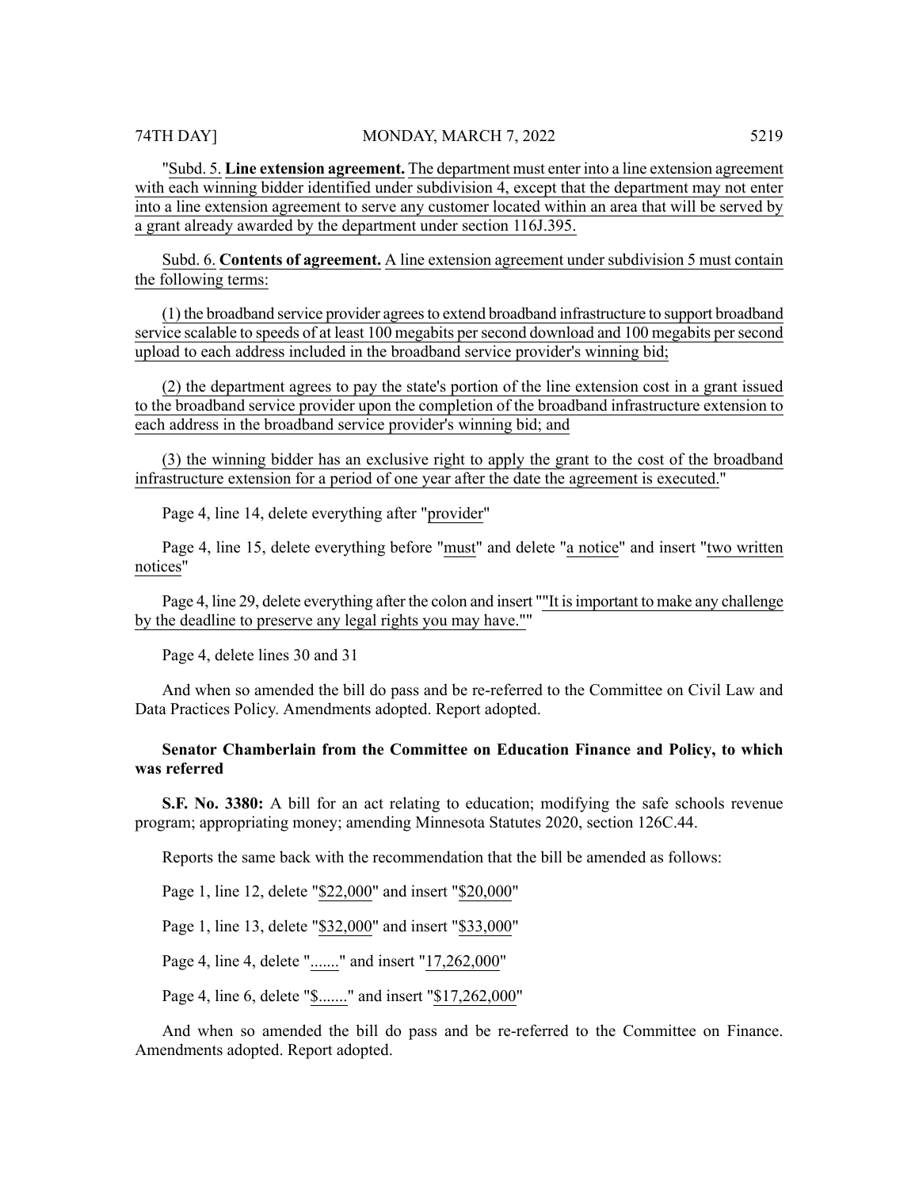"Subd. 5. **Line extension agreement.** The department must enter into a line extension agreement with each winning bidder identified under subdivision 4, except that the department may not enter into a line extension agreement to serve any customer located within an area that will be served by a grant already awarded by the department under section 116J.395.

Subd. 6. **Contents of agreement.** A line extension agreement under subdivision 5 must contain the following terms:

(1) the broadband service provider agrees to extend broadband infrastructure to support broadband service scalable to speeds of at least 100 megabits per second download and 100 megabits per second upload to each address included in the broadband service provider's winning bid;

(2) the department agrees to pay the state's portion of the line extension cost in a grant issued to the broadband service provider upon the completion of the broadband infrastructure extension to each address in the broadband service provider's winning bid; and

(3) the winning bidder has an exclusive right to apply the grant to the cost of the broadband infrastructure extension for a period of one year after the date the agreement is executed."

Page 4, line 14, delete everything after "provider"

Page 4, line 15, delete everything before "must" and delete "a notice" and insert "two written notices"

Page 4, line 29, delete everything after the colon and insert ""It is important to make any challenge by the deadline to preserve any legal rights you may have.""

Page 4, delete lines 30 and 31

And when so amended the bill do pass and be re-referred to the Committee on Civil Law and Data Practices Policy. Amendments adopted. Report adopted.

**Senator Chamberlain from the Committee on Education Finance and Policy, to which was referred**

**S.F. No. 3380:** A bill for an act relating to education; modifying the safe schools revenue program; appropriating money; amending Minnesota Statutes 2020, section 126C.44.

Reports the same back with the recommendation that the bill be amended as follows:

Page 1, line 12, delete "$22,000" and insert "$20,000"

Page 1, line 13, delete "$32,000" and insert "$33,000"

Page 4, line 4, delete "......." and insert "17,262,000"

Page 4, line 6, delete "$......." and insert "$17,262,000"

And when so amended the bill do pass and be re-referred to the Committee on Finance. Amendments adopted. Report adopted.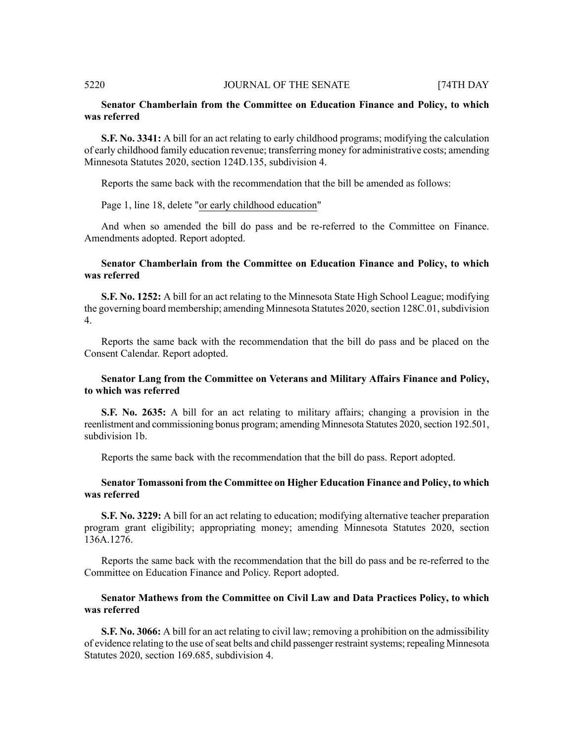**Senator Chamberlain from the Committee on Education Finance and Policy, to which was referred**

**S.F. No. 3341:** A bill for an act relating to early childhood programs; modifying the calculation of early childhood family education revenue; transferring money for administrative costs; amending Minnesota Statutes 2020, section 124D.135, subdivision 4.

Reports the same back with the recommendation that the bill be amended as follows:

Page 1, line 18, delete "or early childhood education"

And when so amended the bill do pass and be re-referred to the Committee on Finance. Amendments adopted. Report adopted.

**Senator Chamberlain from the Committee on Education Finance and Policy, to which was referred**

**S.F. No. 1252:** A bill for an act relating to the Minnesota State High School League; modifying the governing board membership; amending Minnesota Statutes 2020, section 128C.01, subdivision 4.

Reports the same back with the recommendation that the bill do pass and be placed on the Consent Calendar. Report adopted.

**Senator Lang from the Committee on Veterans and Military Affairs Finance and Policy, to which was referred**

**S.F. No. 2635:** A bill for an act relating to military affairs; changing a provision in the reenlistment and commissioning bonus program; amending Minnesota Statutes 2020, section 192.501, subdivision 1b.

Reports the same back with the recommendation that the bill do pass. Report adopted.

**Senator Tomassoni from the Committee on Higher Education Finance and Policy, to which was referred**

**S.F. No. 3229:** A bill for an act relating to education; modifying alternative teacher preparation program grant eligibility; appropriating money; amending Minnesota Statutes 2020, section 136A.1276.

Reports the same back with the recommendation that the bill do pass and be re-referred to the Committee on Education Finance and Policy. Report adopted.

**Senator Mathews from the Committee on Civil Law and Data Practices Policy, to which was referred**

**S.F. No. 3066:** A bill for an act relating to civil law; removing a prohibition on the admissibility of evidence relating to the use of seat belts and child passenger restraint systems; repealing Minnesota Statutes 2020, section 169.685, subdivision 4.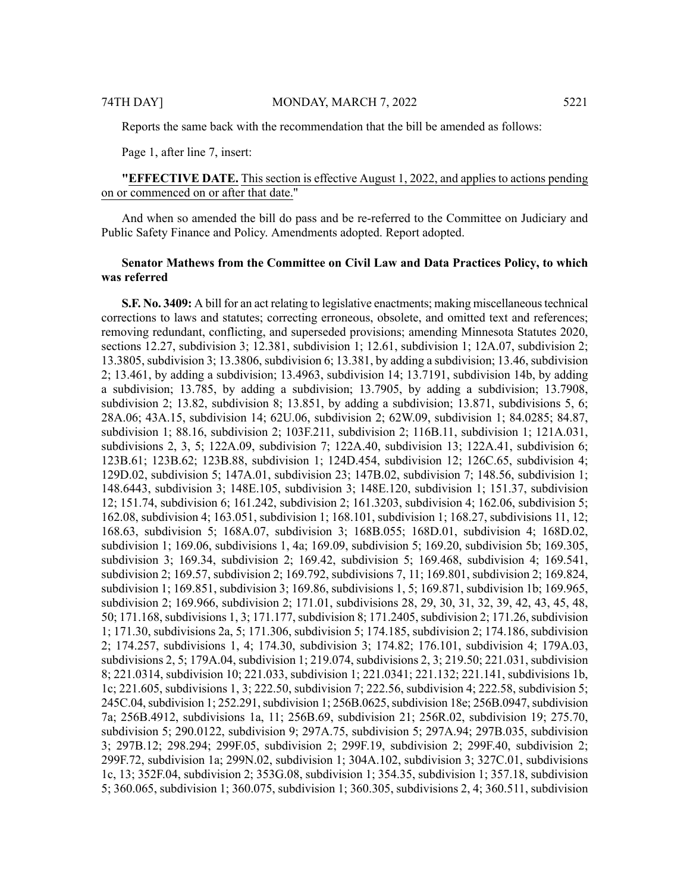Reports the same back with the recommendation that the bill be amended as follows:

Page 1, after line 7, insert:

"**EFFECTIVE DATE.** This section is effective August 1, 2022, and applies to actions pending on or commenced on or after that date."

And when so amended the bill do pass and be re-referred to the Committee on Judiciary and Public Safety Finance and Policy. Amendments adopted. Report adopted.

**Senator Mathews from the Committee on Civil Law and Data Practices Policy, to which was referred**

**S.F. No. 3409:** A bill for an act relating to legislative enactments; making miscellaneous technical corrections to laws and statutes; correcting erroneous, obsolete, and omitted text and references; removing redundant, conflicting, and superseded provisions; amending Minnesota Statutes 2020, sections 12.27, subdivision 3; 12.381, subdivision 1; 12.61, subdivision 1; 12A.07, subdivision 2; 13.3805, subdivision 3; 13.3806, subdivision 6; 13.381, by adding a subdivision; 13.46, subdivision 2; 13.461, by adding a subdivision; 13.4963, subdivision 14; 13.7191, subdivision 14b, by adding a subdivision; 13.785, by adding a subdivision; 13.7905, by adding a subdivision; 13.7908, subdivision 2; 13.82, subdivision 8; 13.851, by adding a subdivision; 13.871, subdivisions 5, 6; 28A.06; 43A.15, subdivision 14; 62U.06, subdivision 2; 62W.09, subdivision 1; 84.0285; 84.87, subdivision 1; 88.16, subdivision 2; 103F.211, subdivision 2; 116B.11, subdivision 1; 121A.031, subdivisions 2, 3, 5; 122A.09, subdivision 7; 122A.40, subdivision 13; 122A.41, subdivision 6; 123B.61; 123B.62; 123B.88, subdivision 1; 124D.454, subdivision 12; 126C.65, subdivision 4; 129D.02, subdivision 5; 147A.01, subdivision 23; 147B.02, subdivision 7; 148.56, subdivision 1; 148.6443, subdivision 3; 148E.105, subdivision 3; 148E.120, subdivision 1; 151.37, subdivision 12; 151.74, subdivision 6; 161.242, subdivision 2; 161.3203, subdivision 4; 162.06, subdivision 5; 162.08, subdivision 4; 163.051, subdivision 1; 168.101, subdivision 1; 168.27, subdivisions 11, 12; 168.63, subdivision 5; 168A.07, subdivision 3; 168B.055; 168D.01, subdivision 4; 168D.02, subdivision 1; 169.06, subdivisions 1, 4a; 169.09, subdivision 5; 169.20, subdivision 5b; 169.305, subdivision 3; 169.34, subdivision 2; 169.42, subdivision 5; 169.468, subdivision 4; 169.541, subdivision 2; 169.57, subdivision 2; 169.792, subdivisions 7, 11; 169.801, subdivision 2; 169.824, subdivision 1; 169.851, subdivision 3; 169.86, subdivisions 1, 5; 169.871, subdivision 1b; 169.965, subdivision 2; 169.966, subdivision 2; 171.01, subdivisions 28, 29, 30, 31, 32, 39, 42, 43, 45, 48, 50; 171.168, subdivisions 1, 3; 171.177, subdivision 8; 171.2405, subdivision 2; 171.26, subdivision 1; 171.30, subdivisions 2a, 5; 171.306, subdivision 5; 174.185, subdivision 2; 174.186, subdivision 2; 174.257, subdivisions 1, 4; 174.30, subdivision 3; 174.82; 176.101, subdivision 4; 179A.03, subdivisions 2, 5; 179A.04, subdivision 1; 219.074, subdivisions 2, 3; 219.50; 221.031, subdivision 8; 221.0314, subdivision 10; 221.033, subdivision 1; 221.0341; 221.132; 221.141, subdivisions 1b, 1c; 221.605, subdivisions 1, 3; 222.50, subdivision 7; 222.56, subdivision 4; 222.58, subdivision 5; 245C.04, subdivision 1; 252.291, subdivision 1; 256B.0625, subdivision 18e; 256B.0947, subdivision 7a; 256B.4912, subdivisions 1a, 11; 256B.69, subdivision 21; 256R.02, subdivision 19; 275.70, subdivision 5; 290.0122, subdivision 9; 297A.75, subdivision 5; 297A.94; 297B.035, subdivision 3; 297B.12; 298.294; 299F.05, subdivision 2; 299F.19, subdivision 2; 299F.40, subdivision 2; 299F.72, subdivision 1a; 299N.02, subdivision 1; 304A.102, subdivision 3; 327C.01, subdivisions 1c, 13; 352F.04, subdivision 2; 353G.08, subdivision 1; 354.35, subdivision 1; 357.18, subdivision 5; 360.065, subdivision 1; 360.075, subdivision 1; 360.305, subdivisions 2, 4; 360.511, subdivision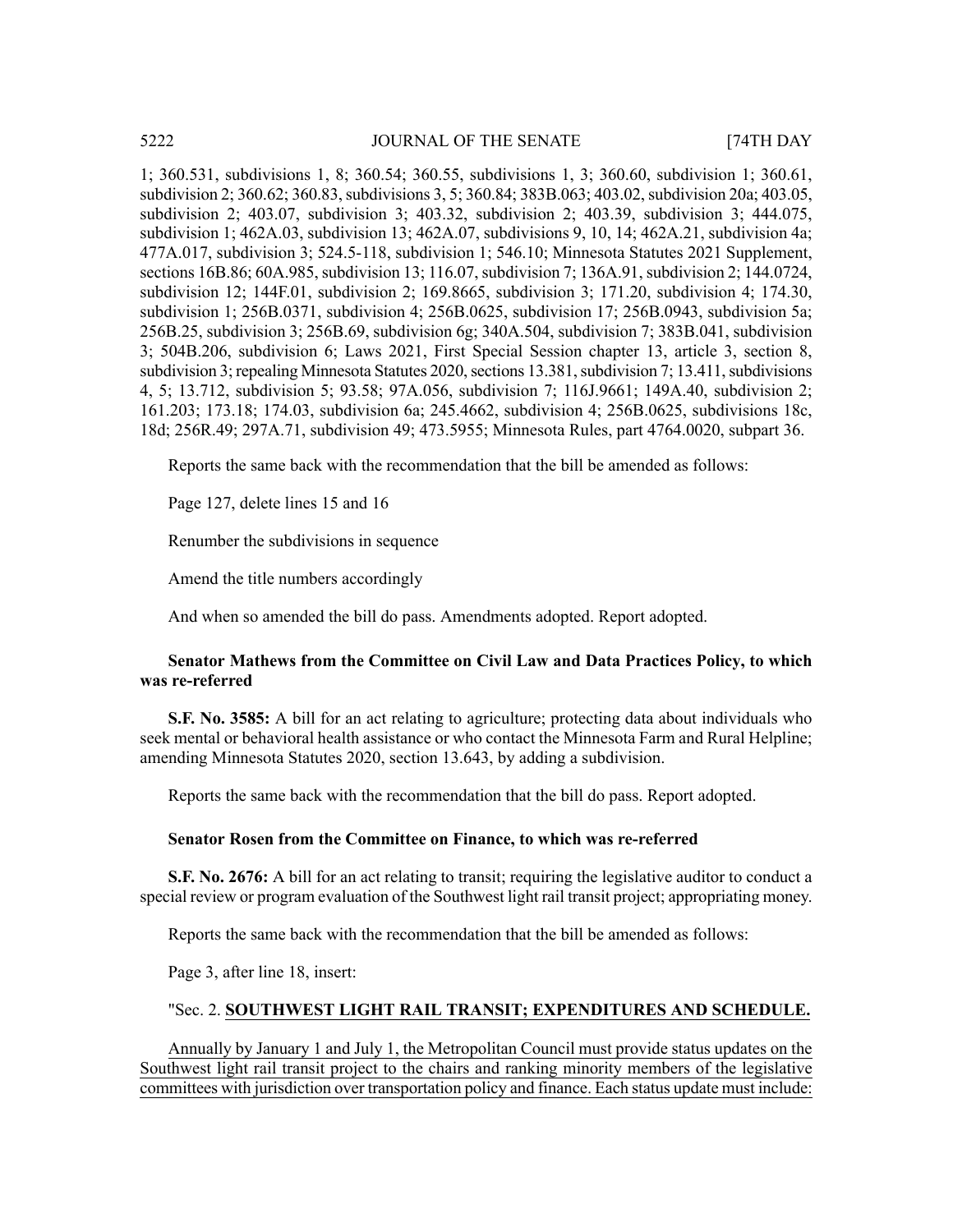1; 360.531, subdivisions 1, 8; 360.54; 360.55, subdivisions 1, 3; 360.60, subdivision 1; 360.61, subdivision 2; 360.62; 360.83, subdivisions 3, 5; 360.84; 383B.063; 403.02, subdivision 20a; 403.05, subdivision 2; 403.07, subdivision 3; 403.32, subdivision 2; 403.39, subdivision 3; 444.075, subdivision 1; 462A.03, subdivision 13; 462A.07, subdivisions 9, 10, 14; 462A.21, subdivision 4a; 477A.017, subdivision 3; 524.5-118, subdivision 1; 546.10; Minnesota Statutes 2021 Supplement, sections 16B.86; 60A.985, subdivision 13; 116.07, subdivision 7; 136A.91, subdivision 2; 144.0724, subdivision 12; 144F.01, subdivision 2; 169.8665, subdivision 3; 171.20, subdivision 4; 174.30, subdivision 1; 256B.0371, subdivision 4; 256B.0625, subdivision 17; 256B.0943, subdivision 5a; 256B.25, subdivision 3; 256B.69, subdivision 6g; 340A.504, subdivision 7; 383B.041, subdivision 3; 504B.206, subdivision 6; Laws 2021, First Special Session chapter 13, article 3, section 8, subdivision 3; repealing Minnesota Statutes 2020, sections 13.381, subdivision 7; 13.411, subdivisions 4, 5; 13.712, subdivision 5; 93.58; 97A.056, subdivision 7; 116J.9661; 149A.40, subdivision 2; 161.203; 173.18; 174.03, subdivision 6a; 245.4662, subdivision 4; 256B.0625, subdivisions 18c, 18d; 256R.49; 297A.71, subdivision 49; 473.5955; Minnesota Rules, part 4764.0020, subpart 36.

Reports the same back with the recommendation that the bill be amended as follows:

Page 127, delete lines 15 and 16

Renumber the subdivisions in sequence

Amend the title numbers accordingly

And when so amended the bill do pass. Amendments adopted. Report adopted.

**Senator Mathews from the Committee on Civil Law and Data Practices Policy, to which was re-referred**

**S.F. No. 3585:** A bill for an act relating to agriculture; protecting data about individuals who seek mental or behavioral health assistance or who contact the Minnesota Farm and Rural Helpline; amending Minnesota Statutes 2020, section 13.643, by adding a subdivision.

Reports the same back with the recommendation that the bill do pass. Report adopted.

**Senator Rosen from the Committee on Finance, to which was re-referred**

**S.F. No. 2676:** A bill for an act relating to transit; requiring the legislative auditor to conduct a special review or program evaluation of the Southwest light rail transit project; appropriating money.

Reports the same back with the recommendation that the bill be amended as follows:

Page 3, after line 18, insert:

"Sec. 2. **SOUTHWEST LIGHT RAIL TRANSIT; EXPENDITURES AND SCHEDULE.**

Annually by January 1 and July 1, the Metropolitan Council must provide status updates on the Southwest light rail transit project to the chairs and ranking minority members of the legislative committees with jurisdiction over transportation policy and finance. Each status update must include: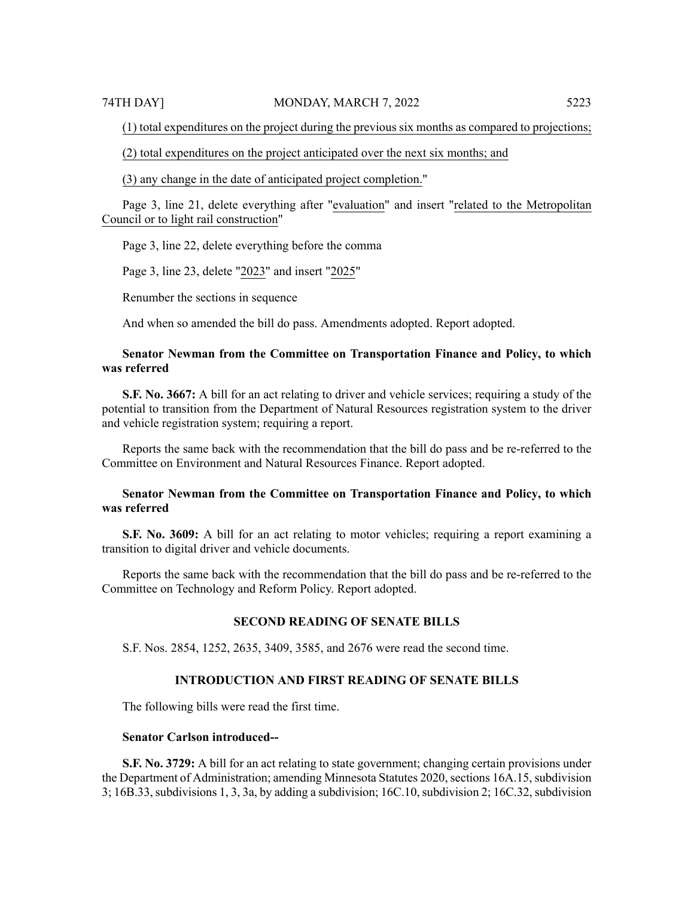(1) total expenditures on the project during the previous six months as compared to projections;

(2) total expenditures on the project anticipated over the next six months; and

(3) any change in the date of anticipated project completion."

Page 3, line 21, delete everything after "evaluation" and insert "related to the Metropolitan Council or to light rail construction"

Page 3, line 22, delete everything before the comma

Page 3, line 23, delete "2023" and insert "2025"

Renumber the sections in sequence

And when so amended the bill do pass. Amendments adopted. Report adopted.

**Senator Newman from the Committee on Transportation Finance and Policy, to which was referred**

**S.F. No. 3667:** A bill for an act relating to driver and vehicle services; requiring a study of the potential to transition from the Department of Natural Resources registration system to the driver and vehicle registration system; requiring a report.

Reports the same back with the recommendation that the bill do pass and be re-referred to the Committee on Environment and Natural Resources Finance. Report adopted.

**Senator Newman from the Committee on Transportation Finance and Policy, to which was referred**

**S.F. No. 3609:** A bill for an act relating to motor vehicles; requiring a report examining a transition to digital driver and vehicle documents.

Reports the same back with the recommendation that the bill do pass and be re-referred to the Committee on Technology and Reform Policy. Report adopted.

## SECOND READING OF SENATE BILLS

S.F. Nos. 2854, 1252, 2635, 3409, 3585, and 2676 were read the second time.

## INTRODUCTION AND FIRST READING OF SENATE BILLS

The following bills were read the first time.

**Senator Carlson introduced--**

**S.F. No. 3729:** A bill for an act relating to state government; changing certain provisions under the Department of Administration; amending Minnesota Statutes 2020, sections 16A.15, subdivision 3; 16B.33, subdivisions 1, 3, 3a, by adding a subdivision; 16C.10, subdivision 2; 16C.32, subdivision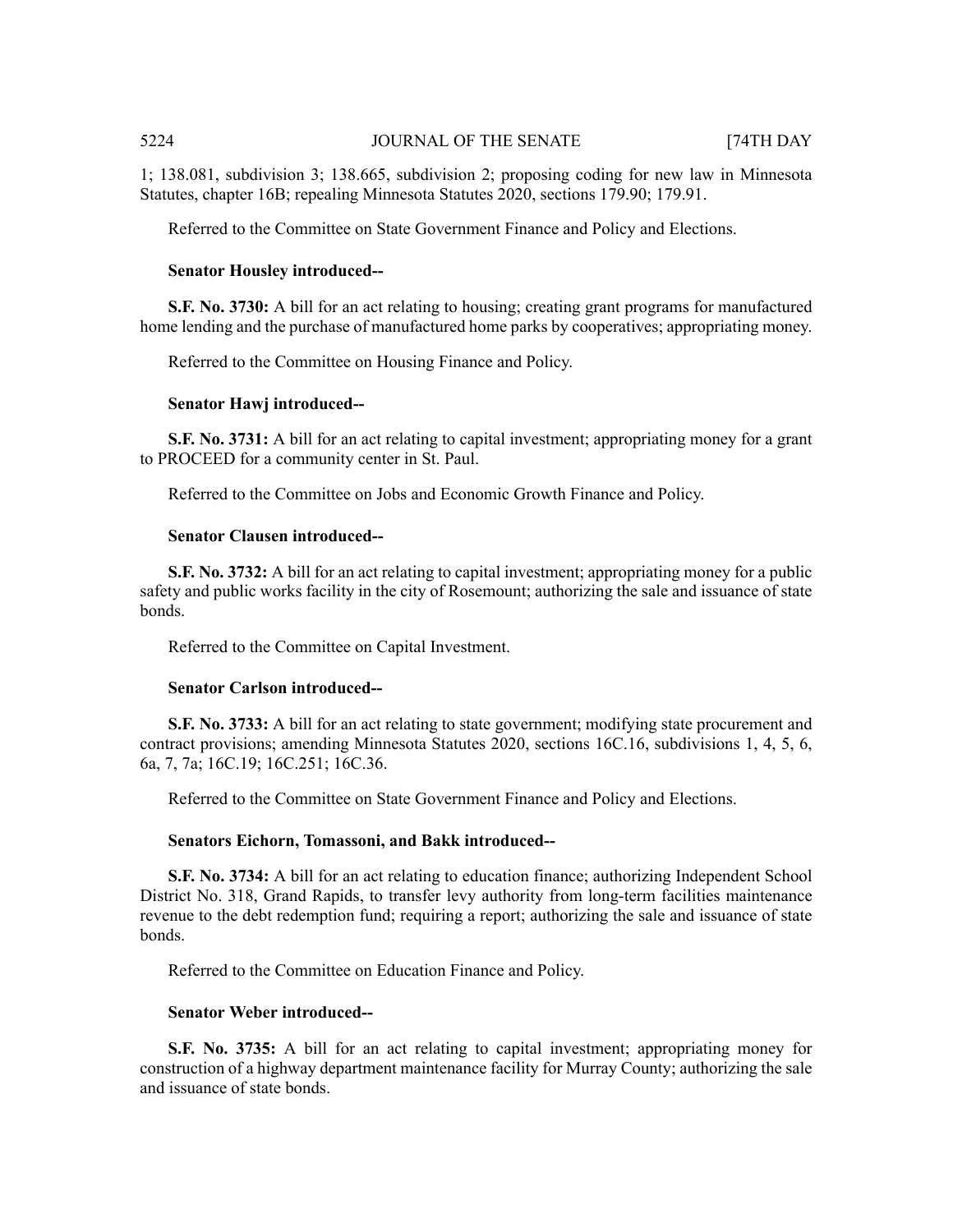1; 138.081, subdivision 3; 138.665, subdivision 2; proposing coding for new law in Minnesota Statutes, chapter 16B; repealing Minnesota Statutes 2020, sections 179.90; 179.91.

Referred to the Committee on State Government Finance and Policy and Elections.

**Senator Housley introduced--**

**S.F. No. 3730:** A bill for an act relating to housing; creating grant programs for manufactured home lending and the purchase of manufactured home parks by cooperatives; appropriating money.

Referred to the Committee on Housing Finance and Policy.

**Senator Hawj introduced--**

**S.F. No. 3731:** A bill for an act relating to capital investment; appropriating money for a grant to PROCEED for a community center in St. Paul.

Referred to the Committee on Jobs and Economic Growth Finance and Policy.

**Senator Clausen introduced--**

**S.F. No. 3732:** A bill for an act relating to capital investment; appropriating money for a public safety and public works facility in the city of Rosemount; authorizing the sale and issuance of state bonds.

Referred to the Committee on Capital Investment.

**Senator Carlson introduced--**

**S.F. No. 3733:** A bill for an act relating to state government; modifying state procurement and contract provisions; amending Minnesota Statutes 2020, sections 16C.16, subdivisions 1, 4, 5, 6, 6a, 7, 7a; 16C.19; 16C.251; 16C.36.

Referred to the Committee on State Government Finance and Policy and Elections.

**Senators Eichorn, Tomassoni, and Bakk introduced--**

**S.F. No. 3734:** A bill for an act relating to education finance; authorizing Independent School District No. 318, Grand Rapids, to transfer levy authority from long-term facilities maintenance revenue to the debt redemption fund; requiring a report; authorizing the sale and issuance of state bonds.

Referred to the Committee on Education Finance and Policy.

**Senator Weber introduced--**

**S.F. No. 3735:** A bill for an act relating to capital investment; appropriating money for construction of a highway department maintenance facility for Murray County; authorizing the sale and issuance of state bonds.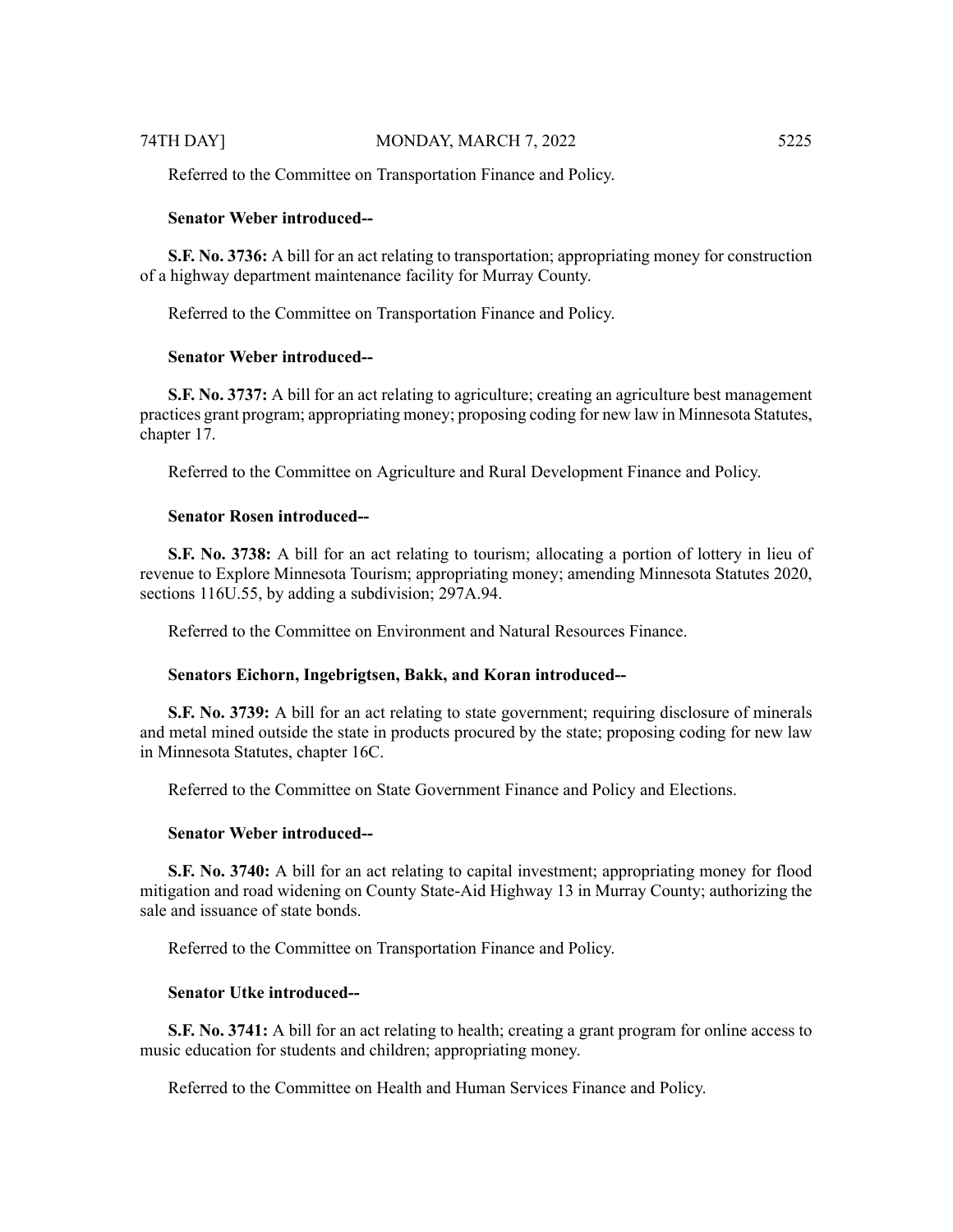Referred to the Committee on Transportation Finance and Policy.

**Senator Weber introduced--**

**S.F. No. 3736:** A bill for an act relating to transportation; appropriating money for construction of a highway department maintenance facility for Murray County.

Referred to the Committee on Transportation Finance and Policy.

**Senator Weber introduced--**

**S.F. No. 3737:** A bill for an act relating to agriculture; creating an agriculture best management practices grant program; appropriating money; proposing coding for new law in Minnesota Statutes, chapter 17.

Referred to the Committee on Agriculture and Rural Development Finance and Policy.

**Senator Rosen introduced--**

**S.F. No. 3738:** A bill for an act relating to tourism; allocating a portion of lottery in lieu of revenue to Explore Minnesota Tourism; appropriating money; amending Minnesota Statutes 2020, sections 116U.55, by adding a subdivision; 297A.94.

Referred to the Committee on Environment and Natural Resources Finance.

**Senators Eichorn, Ingebrigtsen, Bakk, and Koran introduced--**

**S.F. No. 3739:** A bill for an act relating to state government; requiring disclosure of minerals and metal mined outside the state in products procured by the state; proposing coding for new law in Minnesota Statutes, chapter 16C.

Referred to the Committee on State Government Finance and Policy and Elections.

**Senator Weber introduced--**

**S.F. No. 3740:** A bill for an act relating to capital investment; appropriating money for flood mitigation and road widening on County State-Aid Highway 13 in Murray County; authorizing the sale and issuance of state bonds.

Referred to the Committee on Transportation Finance and Policy.

**Senator Utke introduced--**

**S.F. No. 3741:** A bill for an act relating to health; creating a grant program for online access to music education for students and children; appropriating money.

Referred to the Committee on Health and Human Services Finance and Policy.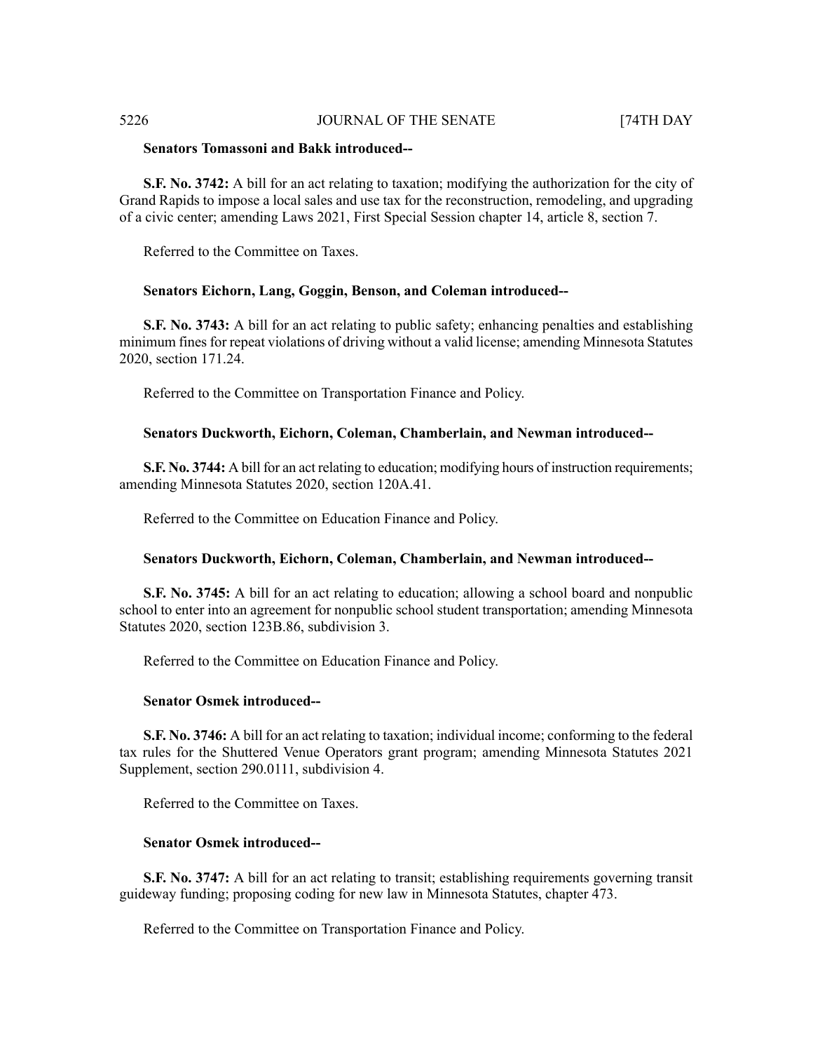**Senators Tomassoni and Bakk introduced--**

**S.F. No. 3742:** A bill for an act relating to taxation; modifying the authorization for the city of Grand Rapids to impose a local sales and use tax for the reconstruction, remodeling, and upgrading of a civic center; amending Laws 2021, First Special Session chapter 14, article 8, section 7.

Referred to the Committee on Taxes.

**Senators Eichorn, Lang, Goggin, Benson, and Coleman introduced--**

**S.F. No. 3743:** A bill for an act relating to public safety; enhancing penalties and establishing minimum fines for repeat violations of driving without a valid license; amending Minnesota Statutes 2020, section 171.24.

Referred to the Committee on Transportation Finance and Policy.

**Senators Duckworth, Eichorn, Coleman, Chamberlain, and Newman introduced--**

**S.F. No. 3744:** A bill for an act relating to education; modifying hours of instruction requirements; amending Minnesota Statutes 2020, section 120A.41.

Referred to the Committee on Education Finance and Policy.

**Senators Duckworth, Eichorn, Coleman, Chamberlain, and Newman introduced--**

**S.F. No. 3745:** A bill for an act relating to education; allowing a school board and nonpublic school to enter into an agreement for nonpublic school student transportation; amending Minnesota Statutes 2020, section 123B.86, subdivision 3.

Referred to the Committee on Education Finance and Policy.

**Senator Osmek introduced--**

**S.F. No. 3746:** A bill for an act relating to taxation; individual income; conforming to the federal tax rules for the Shuttered Venue Operators grant program; amending Minnesota Statutes 2021 Supplement, section 290.0111, subdivision 4.

Referred to the Committee on Taxes.

**Senator Osmek introduced--**

**S.F. No. 3747:** A bill for an act relating to transit; establishing requirements governing transit guideway funding; proposing coding for new law in Minnesota Statutes, chapter 473.

Referred to the Committee on Transportation Finance and Policy.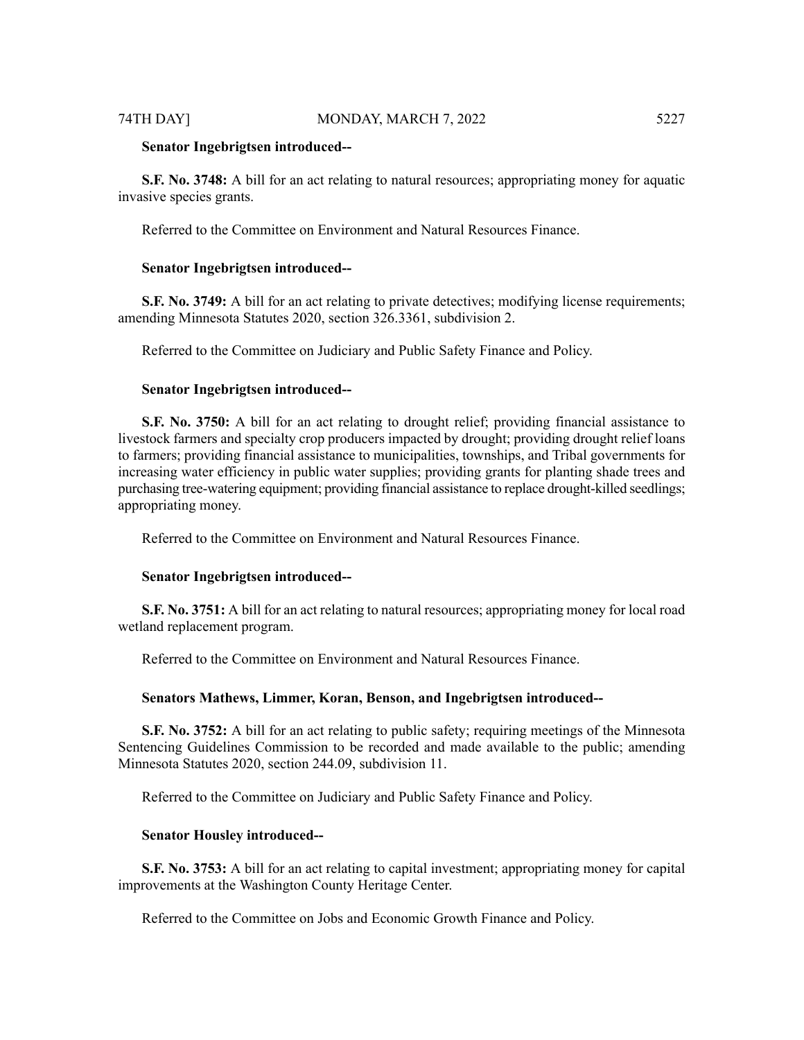**Senator Ingebrigtsen introduced--**

**S.F. No. 3748:** A bill for an act relating to natural resources; appropriating money for aquatic invasive species grants.

Referred to the Committee on Environment and Natural Resources Finance.

**Senator Ingebrigtsen introduced--**

**S.F. No. 3749:** A bill for an act relating to private detectives; modifying license requirements; amending Minnesota Statutes 2020, section 326.3361, subdivision 2.

Referred to the Committee on Judiciary and Public Safety Finance and Policy.

**Senator Ingebrigtsen introduced--**

**S.F. No. 3750:** A bill for an act relating to drought relief; providing financial assistance to livestock farmers and specialty crop producers impacted by drought; providing drought relief loans to farmers; providing financial assistance to municipalities, townships, and Tribal governments for increasing water efficiency in public water supplies; providing grants for planting shade trees and purchasing tree-watering equipment; providing financial assistance to replace drought-killed seedlings; appropriating money.

Referred to the Committee on Environment and Natural Resources Finance.

**Senator Ingebrigtsen introduced--**

**S.F. No. 3751:** A bill for an act relating to natural resources; appropriating money for local road wetland replacement program.

Referred to the Committee on Environment and Natural Resources Finance.

**Senators Mathews, Limmer, Koran, Benson, and Ingebrigtsen introduced--**

**S.F. No. 3752:** A bill for an act relating to public safety; requiring meetings of the Minnesota Sentencing Guidelines Commission to be recorded and made available to the public; amending Minnesota Statutes 2020, section 244.09, subdivision 11.

Referred to the Committee on Judiciary and Public Safety Finance and Policy.

**Senator Housley introduced--**

**S.F. No. 3753:** A bill for an act relating to capital investment; appropriating money for capital improvements at the Washington County Heritage Center.

Referred to the Committee on Jobs and Economic Growth Finance and Policy.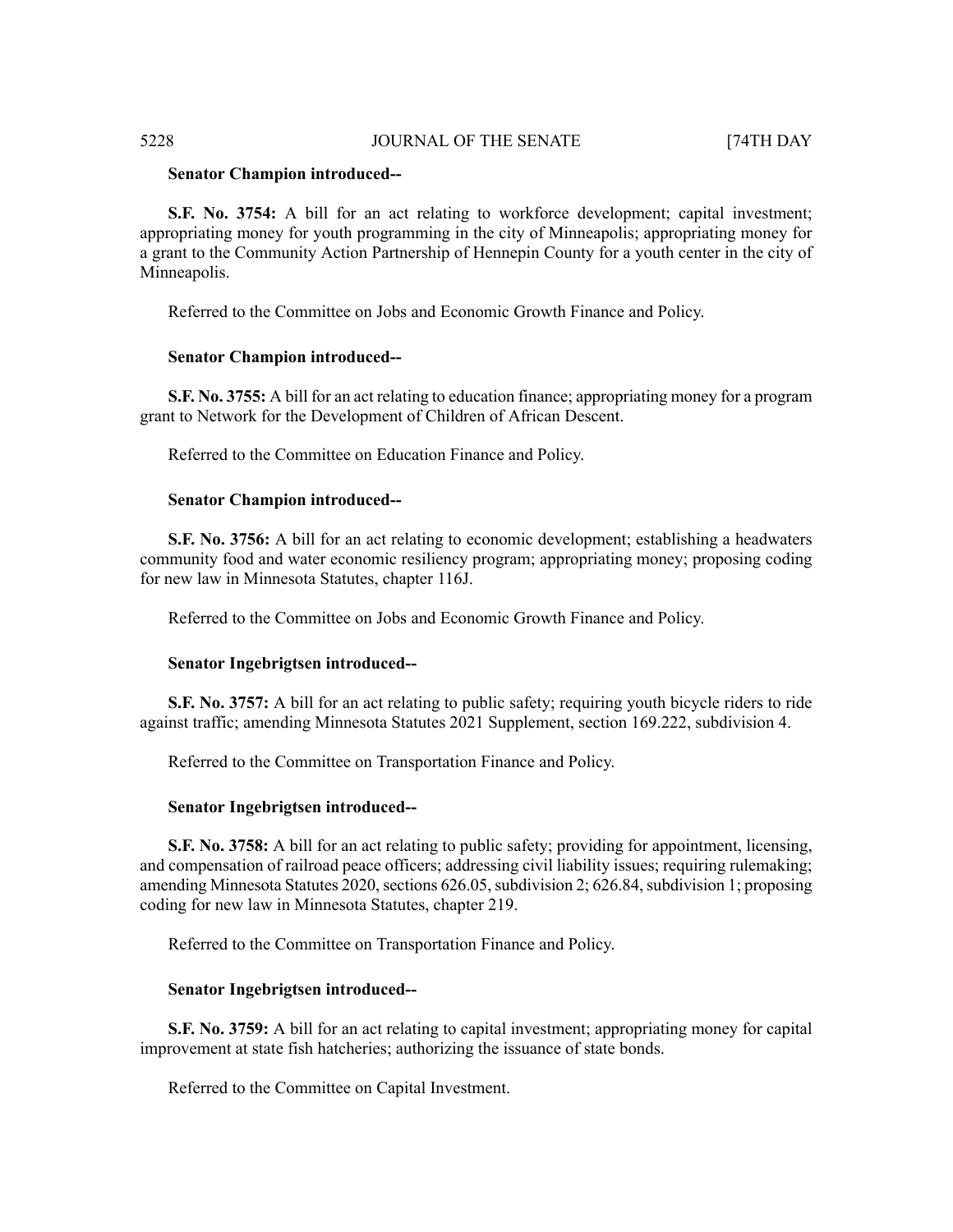**Senator Champion introduced--**

**S.F. No. 3754:** A bill for an act relating to workforce development; capital investment; appropriating money for youth programming in the city of Minneapolis; appropriating money for a grant to the Community Action Partnership of Hennepin County for a youth center in the city of Minneapolis.

Referred to the Committee on Jobs and Economic Growth Finance and Policy.

**Senator Champion introduced--**

**S.F. No. 3755:** A bill for an act relating to education finance; appropriating money for a program grant to Network for the Development of Children of African Descent.

Referred to the Committee on Education Finance and Policy.

**Senator Champion introduced--**

**S.F. No. 3756:** A bill for an act relating to economic development; establishing a headwaters community food and water economic resiliency program; appropriating money; proposing coding for new law in Minnesota Statutes, chapter 116J.

Referred to the Committee on Jobs and Economic Growth Finance and Policy.

**Senator Ingebrigtsen introduced--**

**S.F. No. 3757:** A bill for an act relating to public safety; requiring youth bicycle riders to ride against traffic; amending Minnesota Statutes 2021 Supplement, section 169.222, subdivision 4.

Referred to the Committee on Transportation Finance and Policy.

**Senator Ingebrigtsen introduced--**

**S.F. No. 3758:** A bill for an act relating to public safety; providing for appointment, licensing, and compensation of railroad peace officers; addressing civil liability issues; requiring rulemaking; amending Minnesota Statutes 2020, sections 626.05, subdivision 2; 626.84, subdivision 1; proposing coding for new law in Minnesota Statutes, chapter 219.

Referred to the Committee on Transportation Finance and Policy.

**Senator Ingebrigtsen introduced--**

**S.F. No. 3759:** A bill for an act relating to capital investment; appropriating money for capital improvement at state fish hatcheries; authorizing the issuance of state bonds.

Referred to the Committee on Capital Investment.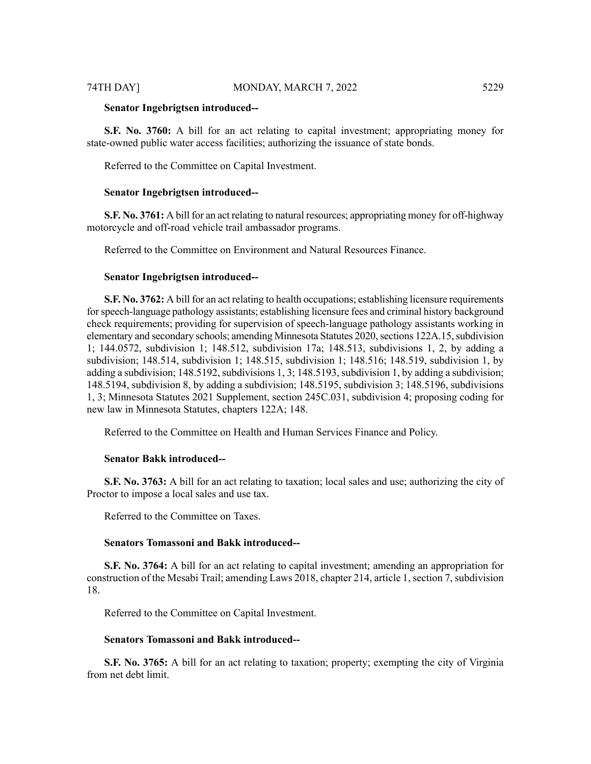**Senator Ingebrigtsen introduced--**

**S.F. No. 3760:** A bill for an act relating to capital investment; appropriating money for state-owned public water access facilities; authorizing the issuance of state bonds.

Referred to the Committee on Capital Investment.

**Senator Ingebrigtsen introduced--**

**S.F. No. 3761:** A bill for an act relating to natural resources; appropriating money for off-highway motorcycle and off-road vehicle trail ambassador programs.

Referred to the Committee on Environment and Natural Resources Finance.

**Senator Ingebrigtsen introduced--**

**S.F. No. 3762:** A bill for an act relating to health occupations; establishing licensure requirements for speech-language pathology assistants; establishing licensure fees and criminal history background check requirements; providing for supervision of speech-language pathology assistants working in elementary and secondary schools; amending Minnesota Statutes 2020, sections 122A.15, subdivision 1; 144.0572, subdivision 1; 148.512, subdivision 17a; 148.513, subdivisions 1, 2, by adding a subdivision; 148.514, subdivision 1; 148.515, subdivision 1; 148.516; 148.519, subdivision 1, by adding a subdivision; 148.5192, subdivisions 1, 3; 148.5193, subdivision 1, by adding a subdivision; 148.5194, subdivision 8, by adding a subdivision; 148.5195, subdivision 3; 148.5196, subdivisions 1, 3; Minnesota Statutes 2021 Supplement, section 245C.031, subdivision 4; proposing coding for new law in Minnesota Statutes, chapters 122A; 148.

Referred to the Committee on Health and Human Services Finance and Policy.

**Senator Bakk introduced--**

**S.F. No. 3763:** A bill for an act relating to taxation; local sales and use; authorizing the city of Proctor to impose a local sales and use tax.

Referred to the Committee on Taxes.

**Senators Tomassoni and Bakk introduced--**

**S.F. No. 3764:** A bill for an act relating to capital investment; amending an appropriation for construction of the Mesabi Trail; amending Laws 2018, chapter 214, article 1, section 7, subdivision 18.

Referred to the Committee on Capital Investment.

**Senators Tomassoni and Bakk introduced--**

**S.F. No. 3765:** A bill for an act relating to taxation; property; exempting the city of Virginia from net debt limit.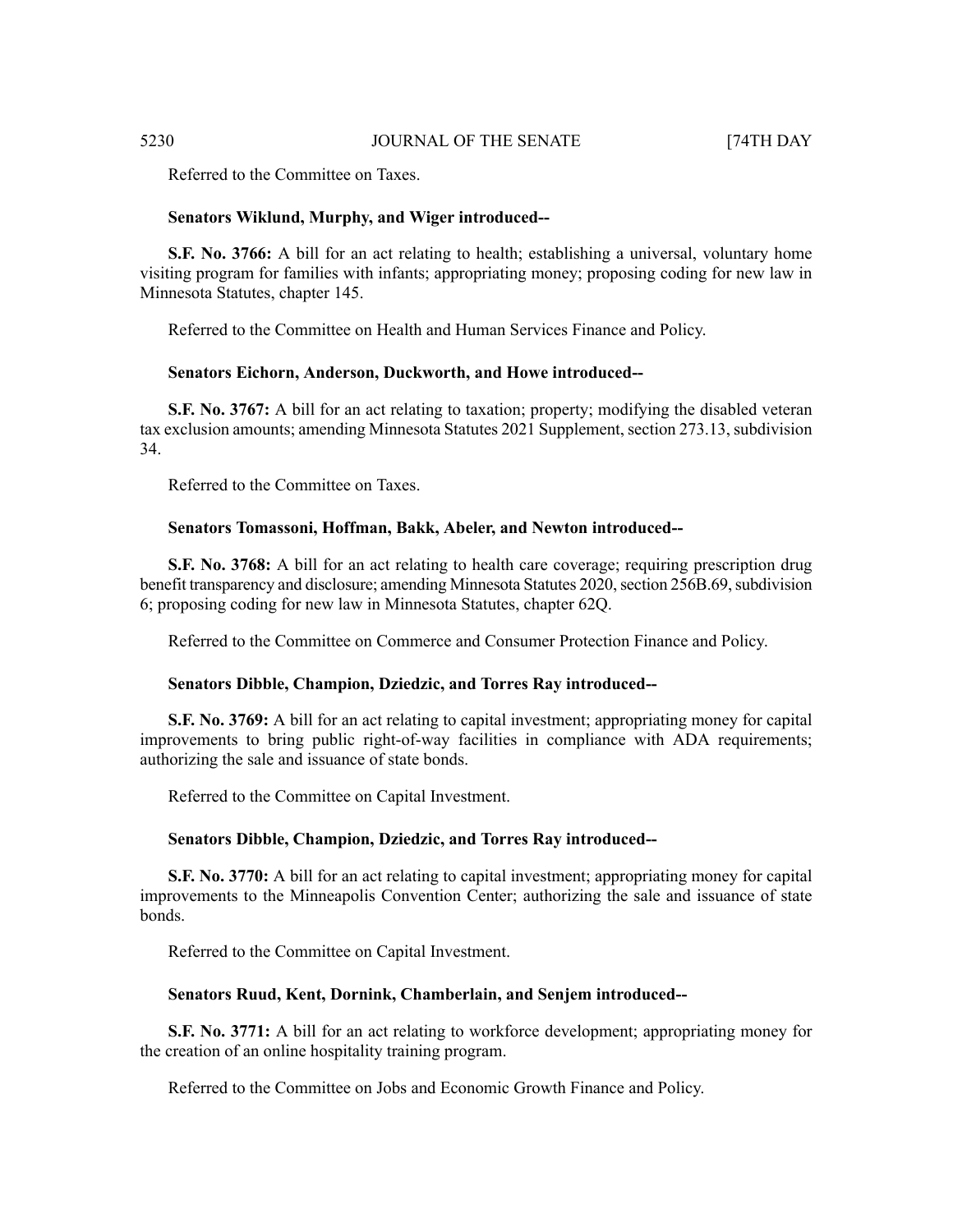Referred to the Committee on Taxes.

**Senators Wiklund, Murphy, and Wiger introduced--**

**S.F. No. 3766:** A bill for an act relating to health; establishing a universal, voluntary home visiting program for families with infants; appropriating money; proposing coding for new law in Minnesota Statutes, chapter 145.

Referred to the Committee on Health and Human Services Finance and Policy.

**Senators Eichorn, Anderson, Duckworth, and Howe introduced--**

**S.F. No. 3767:** A bill for an act relating to taxation; property; modifying the disabled veteran tax exclusion amounts; amending Minnesota Statutes 2021 Supplement, section 273.13, subdivision 34.

Referred to the Committee on Taxes.

**Senators Tomassoni, Hoffman, Bakk, Abeler, and Newton introduced--**

**S.F. No. 3768:** A bill for an act relating to health care coverage; requiring prescription drug benefit transparency and disclosure; amending Minnesota Statutes 2020, section 256B.69, subdivision 6; proposing coding for new law in Minnesota Statutes, chapter 62Q.

Referred to the Committee on Commerce and Consumer Protection Finance and Policy.

**Senators Dibble, Champion, Dziedzic, and Torres Ray introduced--**

**S.F. No. 3769:** A bill for an act relating to capital investment; appropriating money for capital improvements to bring public right-of-way facilities in compliance with ADA requirements; authorizing the sale and issuance of state bonds.

Referred to the Committee on Capital Investment.

**Senators Dibble, Champion, Dziedzic, and Torres Ray introduced--**

**S.F. No. 3770:** A bill for an act relating to capital investment; appropriating money for capital improvements to the Minneapolis Convention Center; authorizing the sale and issuance of state bonds.

Referred to the Committee on Capital Investment.

**Senators Ruud, Kent, Dornink, Chamberlain, and Senjem introduced--**

**S.F. No. 3771:** A bill for an act relating to workforce development; appropriating money for the creation of an online hospitality training program.

Referred to the Committee on Jobs and Economic Growth Finance and Policy.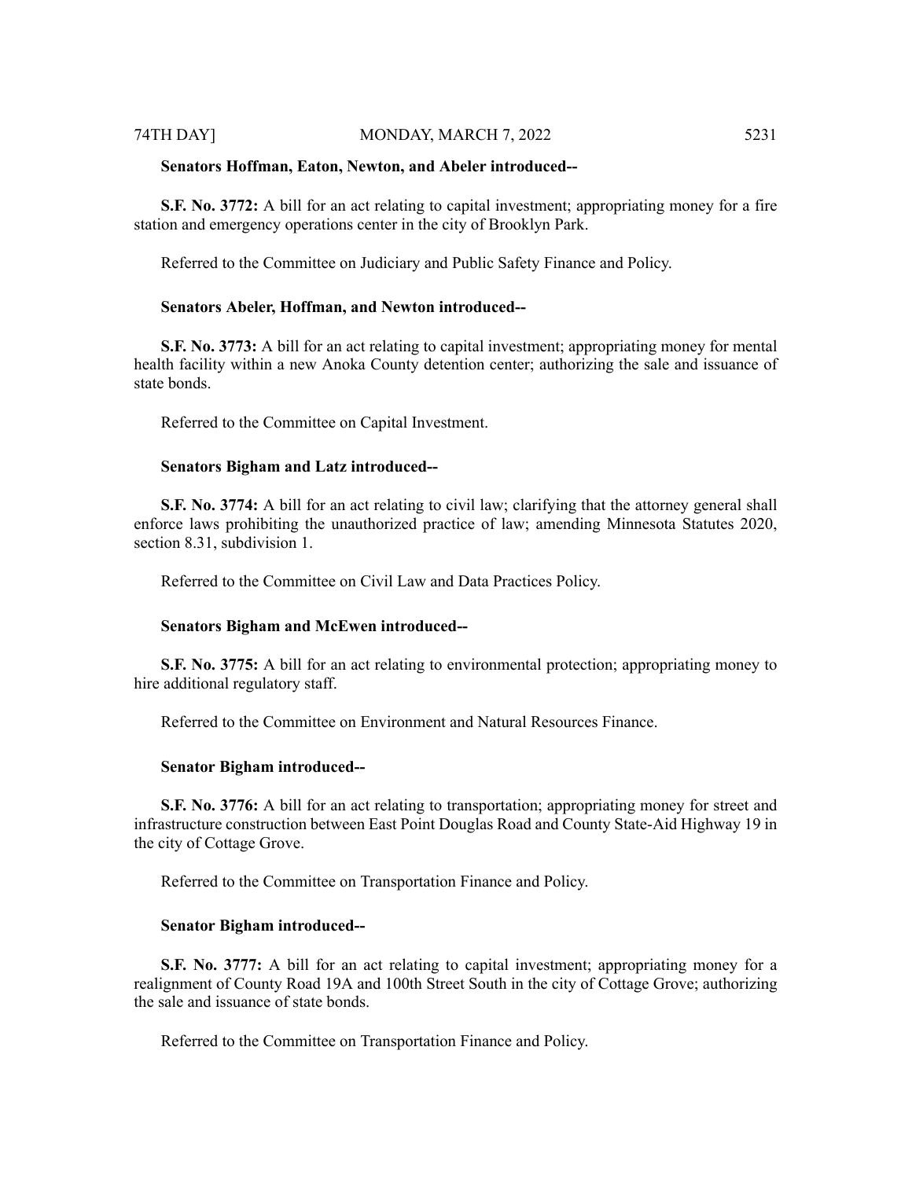**Senators Hoffman, Eaton, Newton, and Abeler introduced--**

**S.F. No. 3772:** A bill for an act relating to capital investment; appropriating money for a fire station and emergency operations center in the city of Brooklyn Park.

Referred to the Committee on Judiciary and Public Safety Finance and Policy.

**Senators Abeler, Hoffman, and Newton introduced--**

**S.F. No. 3773:** A bill for an act relating to capital investment; appropriating money for mental health facility within a new Anoka County detention center; authorizing the sale and issuance of state bonds.

Referred to the Committee on Capital Investment.

**Senators Bigham and Latz introduced--**

**S.F. No. 3774:** A bill for an act relating to civil law; clarifying that the attorney general shall enforce laws prohibiting the unauthorized practice of law; amending Minnesota Statutes 2020, section 8.31, subdivision 1.

Referred to the Committee on Civil Law and Data Practices Policy.

**Senators Bigham and McEwen introduced--**

**S.F. No. 3775:** A bill for an act relating to environmental protection; appropriating money to hire additional regulatory staff.

Referred to the Committee on Environment and Natural Resources Finance.

**Senator Bigham introduced--**

**S.F. No. 3776:** A bill for an act relating to transportation; appropriating money for street and infrastructure construction between East Point Douglas Road and County State-Aid Highway 19 in the city of Cottage Grove.

Referred to the Committee on Transportation Finance and Policy.

**Senator Bigham introduced--**

**S.F. No. 3777:** A bill for an act relating to capital investment; appropriating money for a realignment of County Road 19A and 100th Street South in the city of Cottage Grove; authorizing the sale and issuance of state bonds.

Referred to the Committee on Transportation Finance and Policy.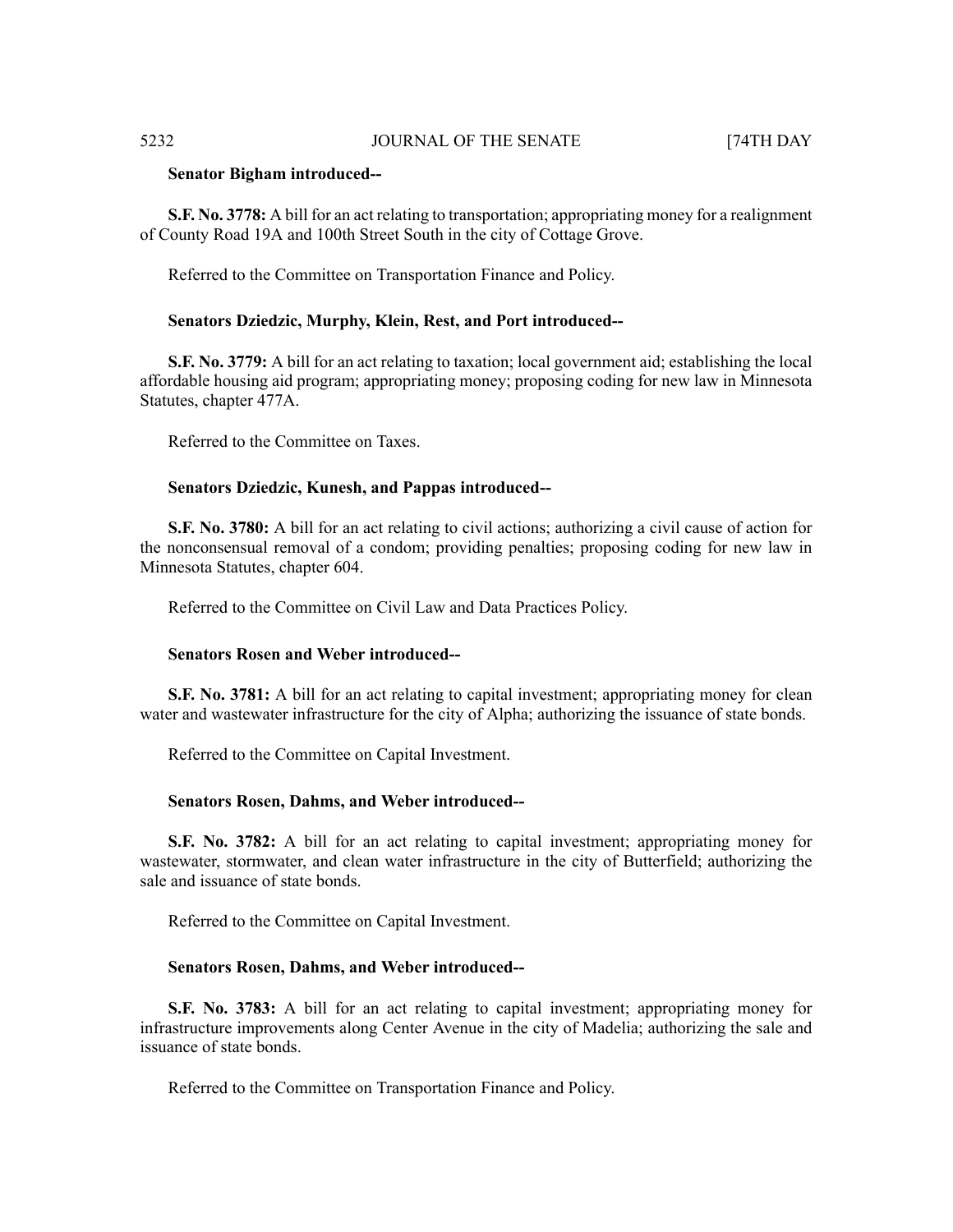**Senator Bigham introduced--**

**S.F. No. 3778:** A bill for an act relating to transportation; appropriating money for a realignment of County Road 19A and 100th Street South in the city of Cottage Grove.

Referred to the Committee on Transportation Finance and Policy.

**Senators Dziedzic, Murphy, Klein, Rest, and Port introduced--**

**S.F. No. 3779:** A bill for an act relating to taxation; local government aid; establishing the local affordable housing aid program; appropriating money; proposing coding for new law in Minnesota Statutes, chapter 477A.

Referred to the Committee on Taxes.

**Senators Dziedzic, Kunesh, and Pappas introduced--**

**S.F. No. 3780:** A bill for an act relating to civil actions; authorizing a civil cause of action for the nonconsensual removal of a condom; providing penalties; proposing coding for new law in Minnesota Statutes, chapter 604.

Referred to the Committee on Civil Law and Data Practices Policy.

**Senators Rosen and Weber introduced--**

**S.F. No. 3781:** A bill for an act relating to capital investment; appropriating money for clean water and wastewater infrastructure for the city of Alpha; authorizing the issuance of state bonds.

Referred to the Committee on Capital Investment.

**Senators Rosen, Dahms, and Weber introduced--**

**S.F. No. 3782:** A bill for an act relating to capital investment; appropriating money for wastewater, stormwater, and clean water infrastructure in the city of Butterfield; authorizing the sale and issuance of state bonds.

Referred to the Committee on Capital Investment.

**Senators Rosen, Dahms, and Weber introduced--**

**S.F. No. 3783:** A bill for an act relating to capital investment; appropriating money for infrastructure improvements along Center Avenue in the city of Madelia; authorizing the sale and issuance of state bonds.

Referred to the Committee on Transportation Finance and Policy.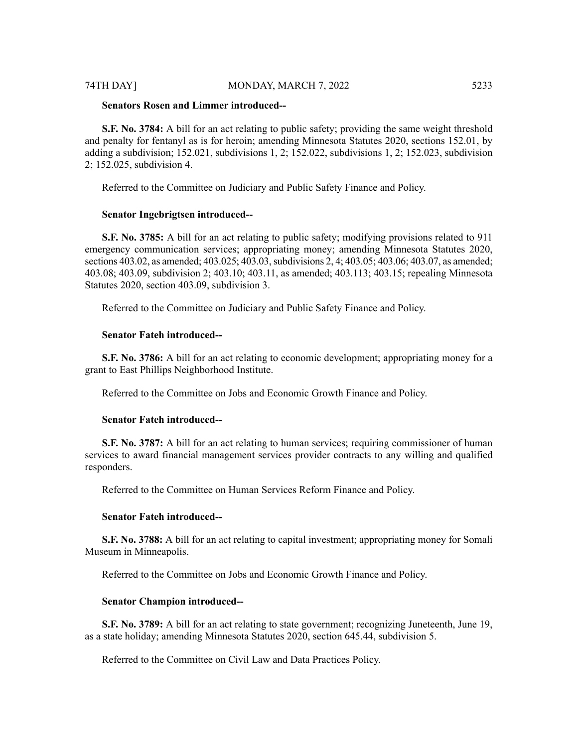**Senators Rosen and Limmer introduced--**

**S.F. No. 3784:** A bill for an act relating to public safety; providing the same weight threshold and penalty for fentanyl as is for heroin; amending Minnesota Statutes 2020, sections 152.01, by adding a subdivision; 152.021, subdivisions 1, 2; 152.022, subdivisions 1, 2; 152.023, subdivision 2; 152.025, subdivision 4.

Referred to the Committee on Judiciary and Public Safety Finance and Policy.

**Senator Ingebrigtsen introduced--**

**S.F. No. 3785:** A bill for an act relating to public safety; modifying provisions related to 911 emergency communication services; appropriating money; amending Minnesota Statutes 2020, sections 403.02, as amended; 403.025; 403.03, subdivisions 2, 4; 403.05; 403.06; 403.07, as amended; 403.08; 403.09, subdivision 2; 403.10; 403.11, as amended; 403.113; 403.15; repealing Minnesota Statutes 2020, section 403.09, subdivision 3.

Referred to the Committee on Judiciary and Public Safety Finance and Policy.

**Senator Fateh introduced--**

**S.F. No. 3786:** A bill for an act relating to economic development; appropriating money for a grant to East Phillips Neighborhood Institute.

Referred to the Committee on Jobs and Economic Growth Finance and Policy.

**Senator Fateh introduced--**

**S.F. No. 3787:** A bill for an act relating to human services; requiring commissioner of human services to award financial management services provider contracts to any willing and qualified responders.

Referred to the Committee on Human Services Reform Finance and Policy.

**Senator Fateh introduced--**

**S.F. No. 3788:** A bill for an act relating to capital investment; appropriating money for Somali Museum in Minneapolis.

Referred to the Committee on Jobs and Economic Growth Finance and Policy.

**Senator Champion introduced--**

**S.F. No. 3789:** A bill for an act relating to state government; recognizing Juneteenth, June 19, as a state holiday; amending Minnesota Statutes 2020, section 645.44, subdivision 5.

Referred to the Committee on Civil Law and Data Practices Policy.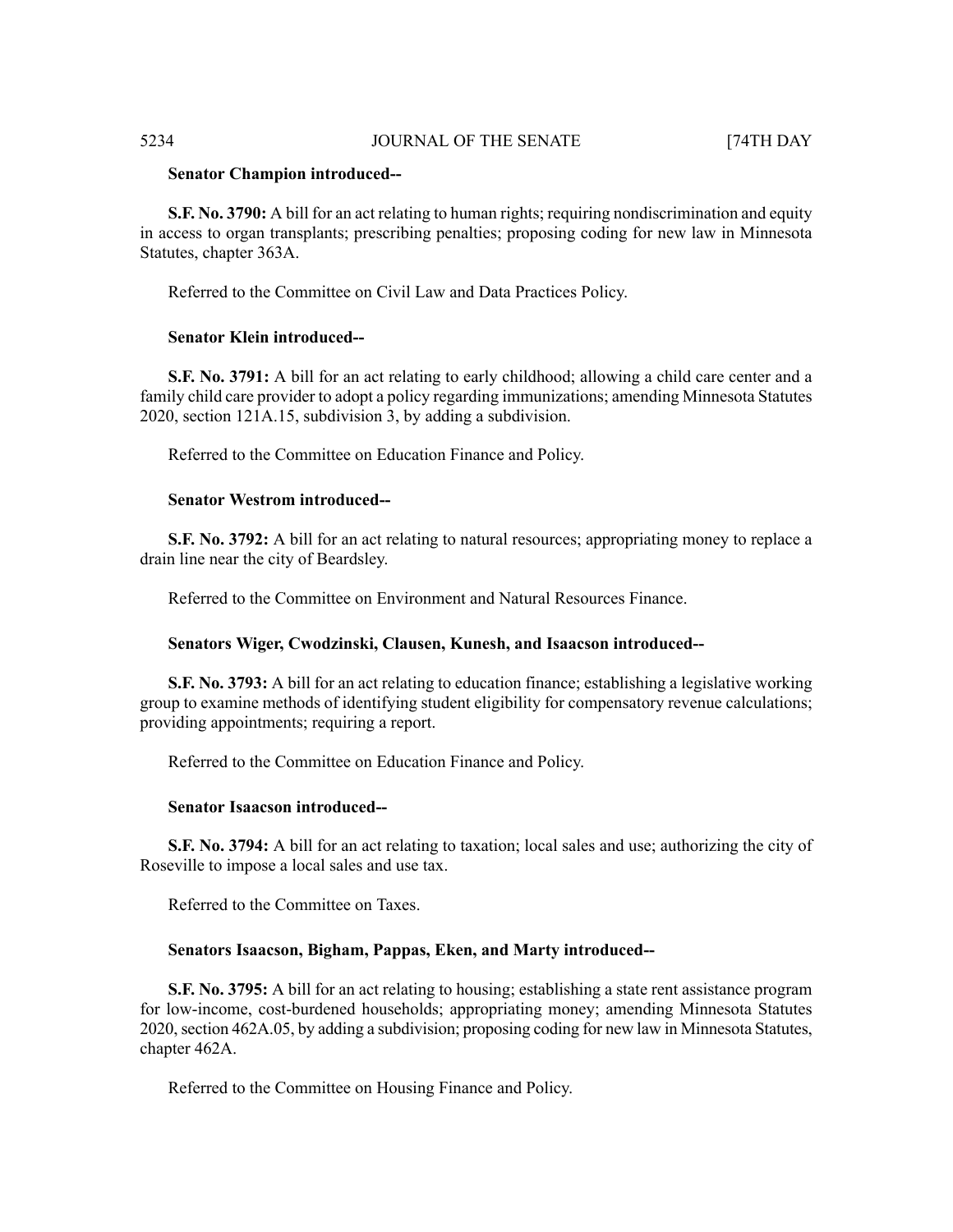**Senator Champion introduced--**

**S.F. No. 3790:** A bill for an act relating to human rights; requiring nondiscrimination and equity in access to organ transplants; prescribing penalties; proposing coding for new law in Minnesota Statutes, chapter 363A.

Referred to the Committee on Civil Law and Data Practices Policy.

**Senator Klein introduced--**

**S.F. No. 3791:** A bill for an act relating to early childhood; allowing a child care center and a family child care provider to adopt a policy regarding immunizations; amending Minnesota Statutes 2020, section 121A.15, subdivision 3, by adding a subdivision.

Referred to the Committee on Education Finance and Policy.

**Senator Westrom introduced--**

**S.F. No. 3792:** A bill for an act relating to natural resources; appropriating money to replace a drain line near the city of Beardsley.

Referred to the Committee on Environment and Natural Resources Finance.

**Senators Wiger, Cwodzinski, Clausen, Kunesh, and Isaacson introduced--**

**S.F. No. 3793:** A bill for an act relating to education finance; establishing a legislative working group to examine methods of identifying student eligibility for compensatory revenue calculations; providing appointments; requiring a report.

Referred to the Committee on Education Finance and Policy.

**Senator Isaacson introduced--**

**S.F. No. 3794:** A bill for an act relating to taxation; local sales and use; authorizing the city of Roseville to impose a local sales and use tax.

Referred to the Committee on Taxes.

**Senators Isaacson, Bigham, Pappas, Eken, and Marty introduced--**

**S.F. No. 3795:** A bill for an act relating to housing; establishing a state rent assistance program for low-income, cost-burdened households; appropriating money; amending Minnesota Statutes 2020, section 462A.05, by adding a subdivision; proposing coding for new law in Minnesota Statutes, chapter 462A.

Referred to the Committee on Housing Finance and Policy.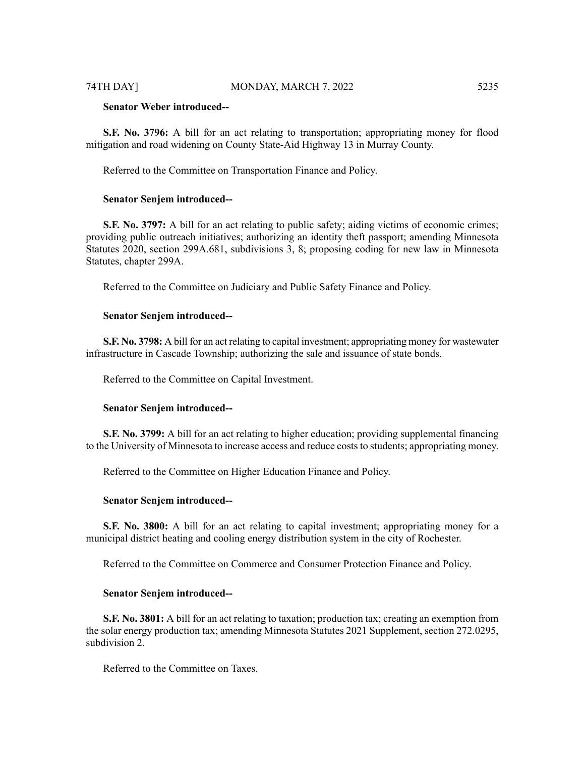**Senator Weber introduced--**

**S.F. No. 3796:** A bill for an act relating to transportation; appropriating money for flood mitigation and road widening on County State-Aid Highway 13 in Murray County.

Referred to the Committee on Transportation Finance and Policy.

**Senator Senjem introduced--**

**S.F. No. 3797:** A bill for an act relating to public safety; aiding victims of economic crimes; providing public outreach initiatives; authorizing an identity theft passport; amending Minnesota Statutes 2020, section 299A.681, subdivisions 3, 8; proposing coding for new law in Minnesota Statutes, chapter 299A.

Referred to the Committee on Judiciary and Public Safety Finance and Policy.

**Senator Senjem introduced--**

**S.F. No. 3798:** A bill for an act relating to capital investment; appropriating money for wastewater infrastructure in Cascade Township; authorizing the sale and issuance of state bonds.

Referred to the Committee on Capital Investment.

**Senator Senjem introduced--**

**S.F. No. 3799:** A bill for an act relating to higher education; providing supplemental financing to the University of Minnesota to increase access and reduce costs to students; appropriating money.

Referred to the Committee on Higher Education Finance and Policy.

**Senator Senjem introduced--**

**S.F. No. 3800:** A bill for an act relating to capital investment; appropriating money for a municipal district heating and cooling energy distribution system in the city of Rochester.

Referred to the Committee on Commerce and Consumer Protection Finance and Policy.

**Senator Senjem introduced--**

**S.F. No. 3801:** A bill for an act relating to taxation; production tax; creating an exemption from the solar energy production tax; amending Minnesota Statutes 2021 Supplement, section 272.0295, subdivision 2.

Referred to the Committee on Taxes.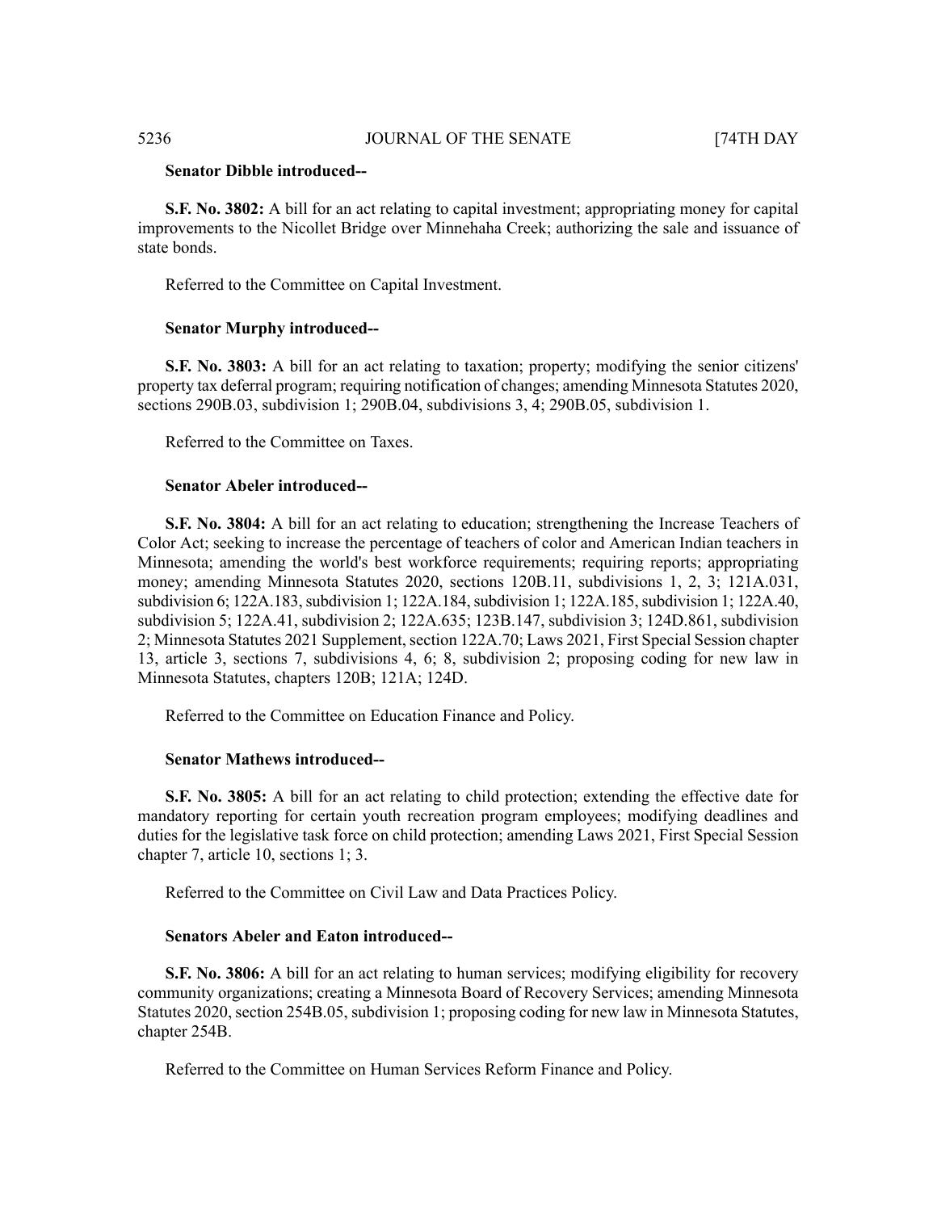**Senator Dibble introduced--**

**S.F. No. 3802:** A bill for an act relating to capital investment; appropriating money for capital improvements to the Nicollet Bridge over Minnehaha Creek; authorizing the sale and issuance of state bonds.

Referred to the Committee on Capital Investment.

**Senator Murphy introduced--**

**S.F. No. 3803:** A bill for an act relating to taxation; property; modifying the senior citizens' property tax deferral program; requiring notification of changes; amending Minnesota Statutes 2020, sections 290B.03, subdivision 1; 290B.04, subdivisions 3, 4; 290B.05, subdivision 1.

Referred to the Committee on Taxes.

**Senator Abeler introduced--**

**S.F. No. 3804:** A bill for an act relating to education; strengthening the Increase Teachers of Color Act; seeking to increase the percentage of teachers of color and American Indian teachers in Minnesota; amending the world's best workforce requirements; requiring reports; appropriating money; amending Minnesota Statutes 2020, sections 120B.11, subdivisions 1, 2, 3; 121A.031, subdivision 6; 122A.183, subdivision 1; 122A.184, subdivision 1; 122A.185, subdivision 1; 122A.40, subdivision 5; 122A.41, subdivision 2; 122A.635; 123B.147, subdivision 3; 124D.861, subdivision 2; Minnesota Statutes 2021 Supplement, section 122A.70; Laws 2021, First Special Session chapter 13, article 3, sections 7, subdivisions 4, 6; 8, subdivision 2; proposing coding for new law in Minnesota Statutes, chapters 120B; 121A; 124D.

Referred to the Committee on Education Finance and Policy.

**Senator Mathews introduced--**

**S.F. No. 3805:** A bill for an act relating to child protection; extending the effective date for mandatory reporting for certain youth recreation program employees; modifying deadlines and duties for the legislative task force on child protection; amending Laws 2021, First Special Session chapter 7, article 10, sections 1; 3.

Referred to the Committee on Civil Law and Data Practices Policy.

**Senators Abeler and Eaton introduced--**

**S.F. No. 3806:** A bill for an act relating to human services; modifying eligibility for recovery community organizations; creating a Minnesota Board of Recovery Services; amending Minnesota Statutes 2020, section 254B.05, subdivision 1; proposing coding for new law in Minnesota Statutes, chapter 254B.

Referred to the Committee on Human Services Reform Finance and Policy.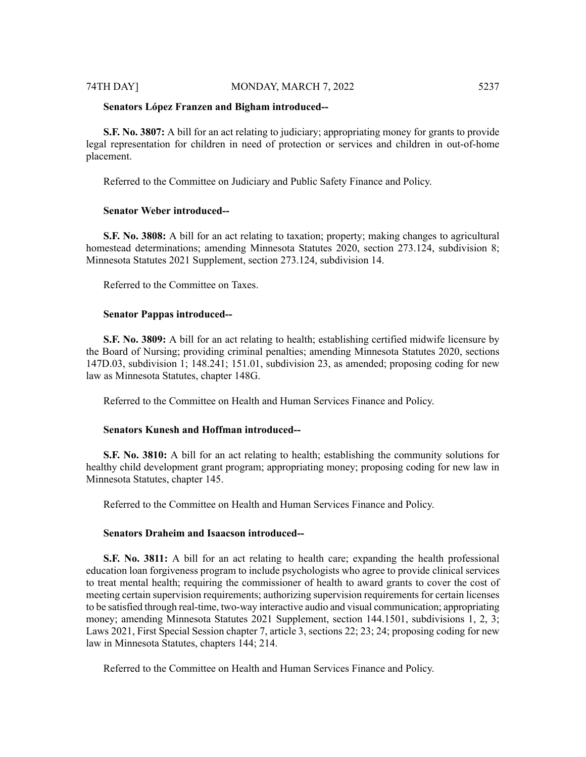**Senators López Franzen and Bigham introduced--**

**S.F. No. 3807:** A bill for an act relating to judiciary; appropriating money for grants to provide legal representation for children in need of protection or services and children in out-of-home placement.

Referred to the Committee on Judiciary and Public Safety Finance and Policy.

**Senator Weber introduced--**

**S.F. No. 3808:** A bill for an act relating to taxation; property; making changes to agricultural homestead determinations; amending Minnesota Statutes 2020, section 273.124, subdivision 8; Minnesota Statutes 2021 Supplement, section 273.124, subdivision 14.

Referred to the Committee on Taxes.

**Senator Pappas introduced--**

**S.F. No. 3809:** A bill for an act relating to health; establishing certified midwife licensure by the Board of Nursing; providing criminal penalties; amending Minnesota Statutes 2020, sections 147D.03, subdivision 1; 148.241; 151.01, subdivision 23, as amended; proposing coding for new law as Minnesota Statutes, chapter 148G.

Referred to the Committee on Health and Human Services Finance and Policy.

**Senators Kunesh and Hoffman introduced--**

**S.F. No. 3810:** A bill for an act relating to health; establishing the community solutions for healthy child development grant program; appropriating money; proposing coding for new law in Minnesota Statutes, chapter 145.

Referred to the Committee on Health and Human Services Finance and Policy.

**Senators Draheim and Isaacson introduced--**

**S.F. No. 3811:** A bill for an act relating to health care; expanding the health professional education loan forgiveness program to include psychologists who agree to provide clinical services to treat mental health; requiring the commissioner of health to award grants to cover the cost of meeting certain supervision requirements; authorizing supervision requirements for certain licenses to be satisfied through real-time, two-way interactive audio and visual communication; appropriating money; amending Minnesota Statutes 2021 Supplement, section 144.1501, subdivisions 1, 2, 3; Laws 2021, First Special Session chapter 7, article 3, sections 22; 23; 24; proposing coding for new law in Minnesota Statutes, chapters 144; 214.

Referred to the Committee on Health and Human Services Finance and Policy.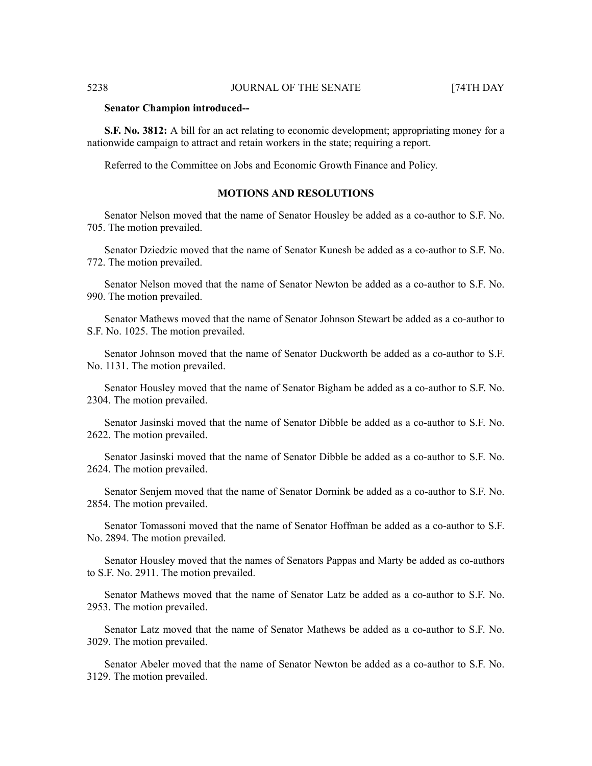**Senator Champion introduced--**

**S.F. No. 3812:** A bill for an act relating to economic development; appropriating money for a nationwide campaign to attract and retain workers in the state; requiring a report.

Referred to the Committee on Jobs and Economic Growth Finance and Policy.

## MOTIONS AND RESOLUTIONS

Senator Nelson moved that the name of Senator Housley be added as a co-author to S.F. No. 705. The motion prevailed.

Senator Dziedzic moved that the name of Senator Kunesh be added as a co-author to S.F. No. 772. The motion prevailed.

Senator Nelson moved that the name of Senator Newton be added as a co-author to S.F. No. 990. The motion prevailed.

Senator Mathews moved that the name of Senator Johnson Stewart be added as a co-author to S.F. No. 1025. The motion prevailed.

Senator Johnson moved that the name of Senator Duckworth be added as a co-author to S.F. No. 1131. The motion prevailed.

Senator Housley moved that the name of Senator Bigham be added as a co-author to S.F. No. 2304. The motion prevailed.

Senator Jasinski moved that the name of Senator Dibble be added as a co-author to S.F. No. 2622. The motion prevailed.

Senator Jasinski moved that the name of Senator Dibble be added as a co-author to S.F. No. 2624. The motion prevailed.

Senator Senjem moved that the name of Senator Dornink be added as a co-author to S.F. No. 2854. The motion prevailed.

Senator Tomassoni moved that the name of Senator Hoffman be added as a co-author to S.F. No. 2894. The motion prevailed.

Senator Housley moved that the names of Senators Pappas and Marty be added as co-authors to S.F. No. 2911. The motion prevailed.

Senator Mathews moved that the name of Senator Latz be added as a co-author to S.F. No. 2953. The motion prevailed.

Senator Latz moved that the name of Senator Mathews be added as a co-author to S.F. No. 3029. The motion prevailed.

Senator Abeler moved that the name of Senator Newton be added as a co-author to S.F. No. 3129. The motion prevailed.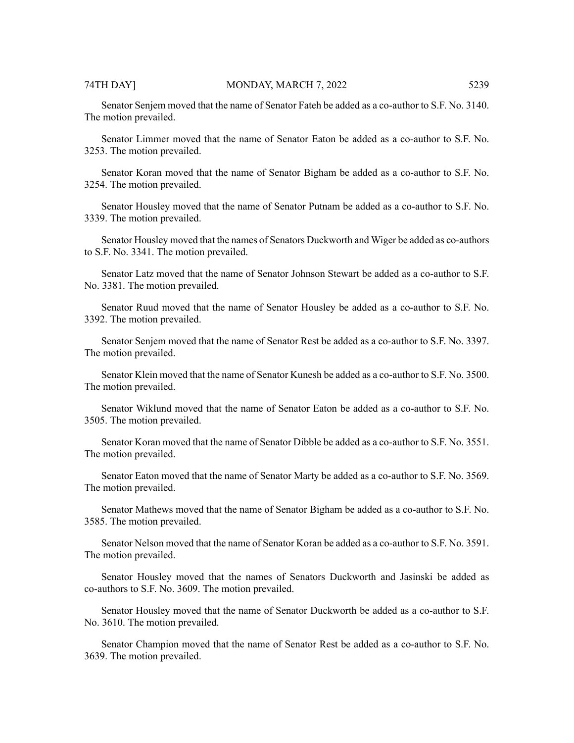Senator Senjem moved that the name of Senator Fateh be added as a co-author to S.F. No. 3140. The motion prevailed.

Senator Limmer moved that the name of Senator Eaton be added as a co-author to S.F. No. 3253. The motion prevailed.

Senator Koran moved that the name of Senator Bigham be added as a co-author to S.F. No. 3254. The motion prevailed.

Senator Housley moved that the name of Senator Putnam be added as a co-author to S.F. No. 3339. The motion prevailed.

Senator Housley moved that the names of Senators Duckworth and Wiger be added as co-authors to S.F. No. 3341. The motion prevailed.

Senator Latz moved that the name of Senator Johnson Stewart be added as a co-author to S.F. No. 3381. The motion prevailed.

Senator Ruud moved that the name of Senator Housley be added as a co-author to S.F. No. 3392. The motion prevailed.

Senator Senjem moved that the name of Senator Rest be added as a co-author to S.F. No. 3397. The motion prevailed.

Senator Klein moved that the name of Senator Kunesh be added as a co-author to S.F. No. 3500. The motion prevailed.

Senator Wiklund moved that the name of Senator Eaton be added as a co-author to S.F. No. 3505. The motion prevailed.

Senator Koran moved that the name of Senator Dibble be added as a co-author to S.F. No. 3551. The motion prevailed.

Senator Eaton moved that the name of Senator Marty be added as a co-author to S.F. No. 3569. The motion prevailed.

Senator Mathews moved that the name of Senator Bigham be added as a co-author to S.F. No. 3585. The motion prevailed.

Senator Nelson moved that the name of Senator Koran be added as a co-author to S.F. No. 3591. The motion prevailed.

Senator Housley moved that the names of Senators Duckworth and Jasinski be added as co-authors to S.F. No. 3609. The motion prevailed.

Senator Housley moved that the name of Senator Duckworth be added as a co-author to S.F. No. 3610. The motion prevailed.

Senator Champion moved that the name of Senator Rest be added as a co-author to S.F. No. 3639. The motion prevailed.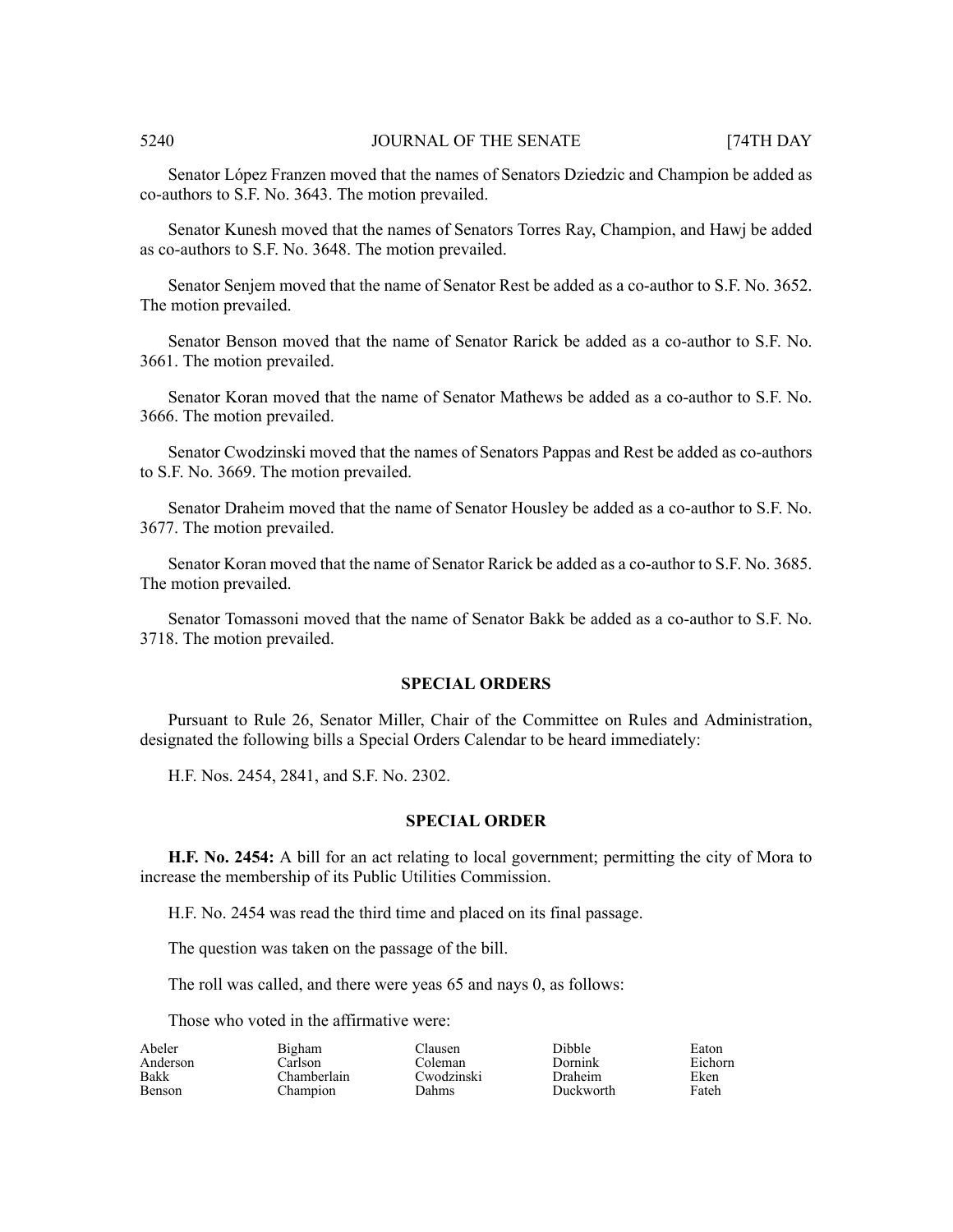Senator López Franzen moved that the names of Senators Dziedzic and Champion be added as co-authors to S.F. No. 3643. The motion prevailed.

Senator Kunesh moved that the names of Senators Torres Ray, Champion, and Hawj be added as co-authors to S.F. No. 3648. The motion prevailed.

Senator Senjem moved that the name of Senator Rest be added as a co-author to S.F. No. 3652. The motion prevailed.

Senator Benson moved that the name of Senator Rarick be added as a co-author to S.F. No. 3661. The motion prevailed.

Senator Koran moved that the name of Senator Mathews be added as a co-author to S.F. No. 3666. The motion prevailed.

Senator Cwodzinski moved that the names of Senators Pappas and Rest be added as co-authors to S.F. No. 3669. The motion prevailed.

Senator Draheim moved that the name of Senator Housley be added as a co-author to S.F. No. 3677. The motion prevailed.

Senator Koran moved that the name of Senator Rarick be added as a co-author to S.F. No. 3685. The motion prevailed.

Senator Tomassoni moved that the name of Senator Bakk be added as a co-author to S.F. No. 3718. The motion prevailed.

## SPECIAL ORDERS

Pursuant to Rule 26, Senator Miller, Chair of the Committee on Rules and Administration, designated the following bills a Special Orders Calendar to be heard immediately:

H.F. Nos. 2454, 2841, and S.F. No. 2302.

## SPECIAL ORDER

**H.F. No. 2454:** A bill for an act relating to local government; permitting the city of Mora to increase the membership of its Public Utilities Commission.

H.F. No. 2454 was read the third time and placed on its final passage.

The question was taken on the passage of the bill.

The roll was called, and there were yeas 65 and nays 0, as follows:

Those who voted in the affirmative were:

| | | | | |
|---|---|---|---|---|
| Abeler | Bigham | Clausen | Dibble | Eaton |
| Anderson | Carlson | Coleman | Dornink | Eichorn |
| Bakk | Chamberlain | Cwodzinski | Draheim | Eken |
| Benson | Champion | Dahms | Duckworth | Fateh |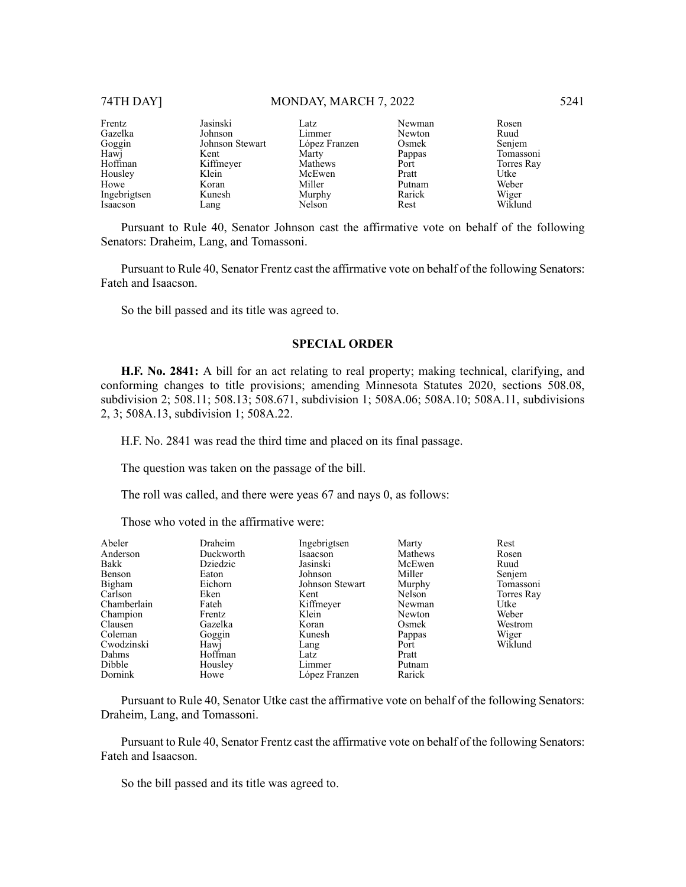| | | | | |
|---|---|---|---|---|
| Frentz | Jasinski | Latz | Newman | Rosen |
| Gazelka | Johnson | Limmer | Newton | Ruud |
| Goggin | Johnson Stewart | López Franzen | Osmek | Senjem |
| Hawj | Kent | Marty | Pappas | Tomassoni |
| Hoffman | Kiffmeyer | Mathews | Port | Torres Ray |
| Housley | Klein | McEwen | Pratt | Utke |
| Howe | Koran | Miller | Putnam | Weber |
| Ingebrigtsen | Kunesh | Murphy | Rarick | Wiger |
| Isaacson | Lang | Nelson | Rest | Wiklund |

Pursuant to Rule 40, Senator Johnson cast the affirmative vote on behalf of the following Senators: Draheim, Lang, and Tomassoni.

Pursuant to Rule 40, Senator Frentz cast the affirmative vote on behalf of the following Senators: Fateh and Isaacson.

So the bill passed and its title was agreed to.

## SPECIAL ORDER

**H.F. No. 2841:** A bill for an act relating to real property; making technical, clarifying, and conforming changes to title provisions; amending Minnesota Statutes 2020, sections 508.08, subdivision 2; 508.11; 508.13; 508.671, subdivision 1; 508A.06; 508A.10; 508A.11, subdivisions 2, 3; 508A.13, subdivision 1; 508A.22.

H.F. No. 2841 was read the third time and placed on its final passage.

The question was taken on the passage of the bill.

The roll was called, and there were yeas 67 and nays 0, as follows:

Those who voted in the affirmative were:

| | | | | |
|---|---|---|---|---|
| Abeler | Draheim | Ingebrigtsen | Marty | Rest |
| Anderson | Duckworth | Isaacson | Mathews | Rosen |
| Bakk | Dziedzic | Jasinski | McEwen | Ruud |
| Benson | Eaton | Johnson | Miller | Senjem |
| Bigham | Eichorn | Johnson Stewart | Murphy | Tomassoni |
| Carlson | Eken | Kent | Nelson | Torres Ray |
| Chamberlain | Fateh | Kiffmeyer | Newman | Utke |
| Champion | Frentz | Klein | Newton | Weber |
| Clausen | Gazelka | Koran | Osmek | Westrom |
| Coleman | Goggin | Kunesh | Pappas | Wiger |
| Cwodzinski | Hawj | Lang | Port | Wiklund |
| Dahms | Hoffman | Latz | Pratt | |
| Dibble | Housley | Limmer | Putnam | |
| Dornink | Howe | López Franzen | Rarick | |

Pursuant to Rule 40, Senator Utke cast the affirmative vote on behalf of the following Senators: Draheim, Lang, and Tomassoni.

Pursuant to Rule 40, Senator Frentz cast the affirmative vote on behalf of the following Senators: Fateh and Isaacson.

So the bill passed and its title was agreed to.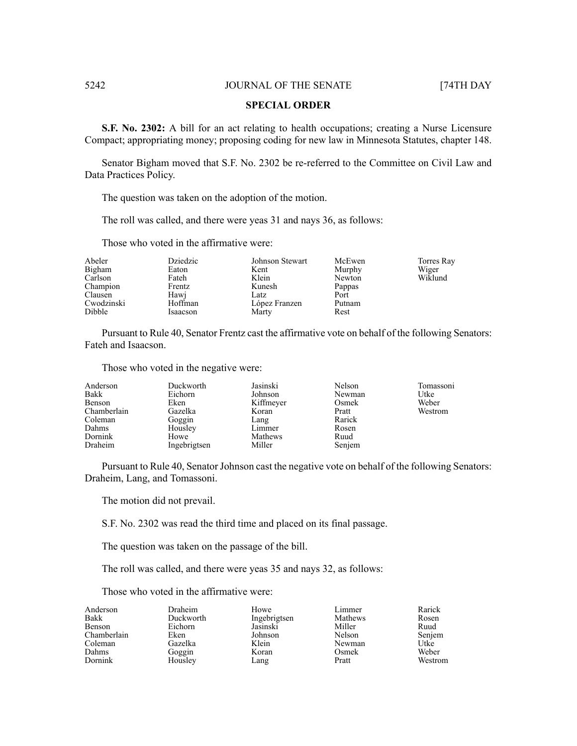## SPECIAL ORDER

**S.F. No. 2302:** A bill for an act relating to health occupations; creating a Nurse Licensure Compact; appropriating money; proposing coding for new law in Minnesota Statutes, chapter 148.

Senator Bigham moved that S.F. No. 2302 be re-referred to the Committee on Civil Law and Data Practices Policy.

The question was taken on the adoption of the motion.

The roll was called, and there were yeas 31 and nays 36, as follows:

Those who voted in the affirmative were:

| | | | | |
|---|---|---|---|---|
| Abeler | Dziedzic | Johnson Stewart | McEwen | Torres Ray |
| Bigham | Eaton | Kent | Murphy | Wiger |
| Carlson | Fateh | Klein | Newton | Wiklund |
| Champion | Frentz | Kunesh | Pappas | |
| Clausen | Hawj | Latz | Port | |
| Cwodzinski | Hoffman | López Franzen | Putnam | |
| Dibble | Isaacson | Marty | Rest | |

Pursuant to Rule 40, Senator Frentz cast the affirmative vote on behalf of the following Senators: Fateh and Isaacson.

Those who voted in the negative were:

| | | | | |
|---|---|---|---|---|
| Anderson | Duckworth | Jasinski | Nelson | Tomassoni |
| Bakk | Eichorn | Johnson | Newman | Utke |
| Benson | Eken | Kiffmeyer | Osmek | Weber |
| Chamberlain | Gazelka | Koran | Pratt | Westrom |
| Coleman | Goggin | Lang | Rarick | |
| Dahms | Housley | Limmer | Rosen | |
| Dornink | Howe | Mathews | Ruud | |
| Draheim | Ingebrigtsen | Miller | Senjem | |

Pursuant to Rule 40, Senator Johnson cast the negative vote on behalf of the following Senators: Draheim, Lang, and Tomassoni.

The motion did not prevail.

S.F. No. 2302 was read the third time and placed on its final passage.

The question was taken on the passage of the bill.

The roll was called, and there were yeas 35 and nays 32, as follows:

Those who voted in the affirmative were:

| | | | | |
|---|---|---|---|---|
| Anderson | Draheim | Howe | Limmer | Rarick |
| Bakk | Duckworth | Ingebrigtsen | Mathews | Rosen |
| Benson | Eichorn | Jasinski | Miller | Ruud |
| Chamberlain | Eken | Johnson | Nelson | Senjem |
| Coleman | Gazelka | Klein | Newman | Utke |
| Dahms | Goggin | Koran | Osmek | Weber |
| Dornink | Housley | Lang | Pratt | Westrom |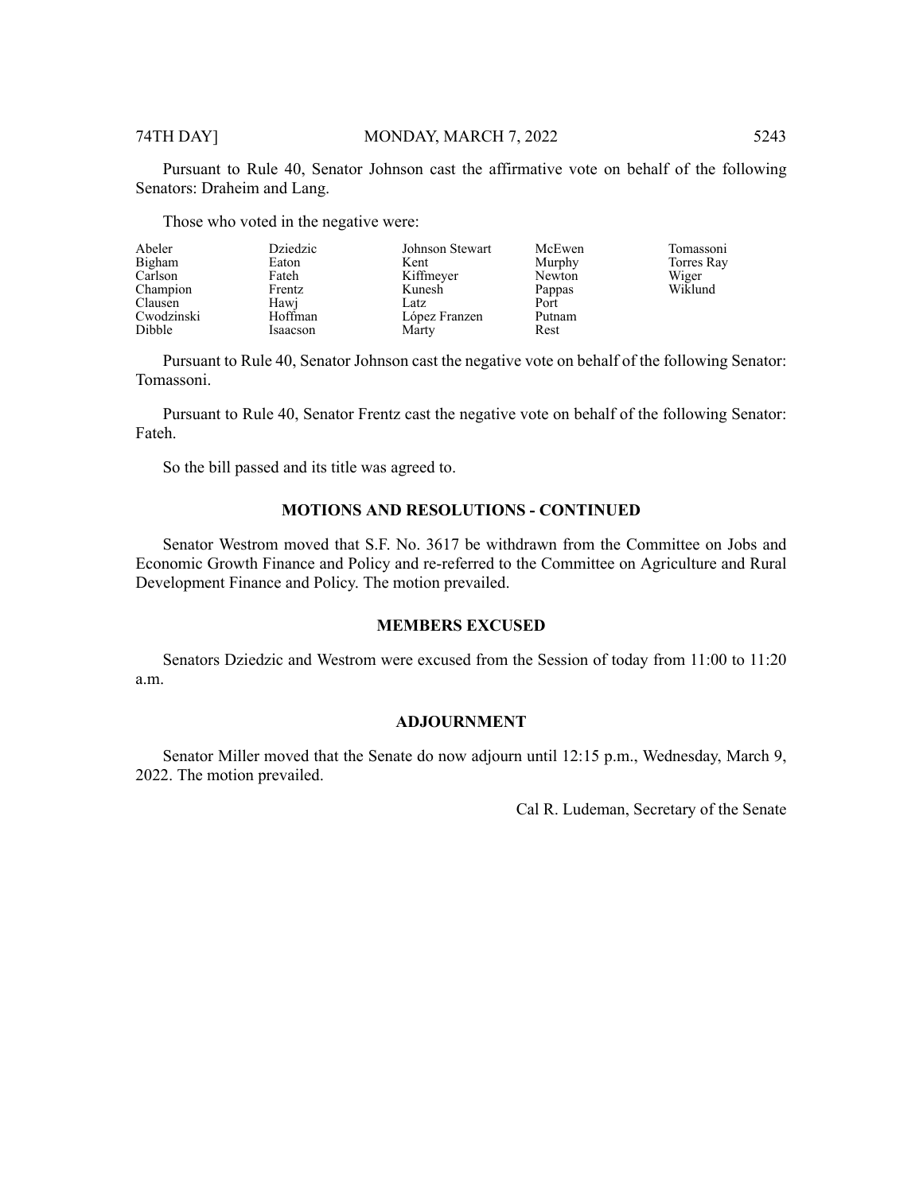Pursuant to Rule 40, Senator Johnson cast the affirmative vote on behalf of the following Senators: Draheim and Lang.

Those who voted in the negative were:

| | | | | |
|---|---|---|---|---|
| Abeler | Dziedzic | Johnson Stewart | McEwen | Tomassoni |
| Bigham | Eaton | Kent | Murphy | Torres Ray |
| Carlson | Fateh | Kiffmeyer | Newton | Wiger |
| Champion | Frentz | Kunesh | Pappas | Wiklund |
| Clausen | Hawj | Latz | Port | |
| Cwodzinski | Hoffman | López Franzen | Putnam | |
| Dibble | Isaacson | Marty | Rest | |

Pursuant to Rule 40, Senator Johnson cast the negative vote on behalf of the following Senator: Tomassoni.

Pursuant to Rule 40, Senator Frentz cast the negative vote on behalf of the following Senator: Fateh.

So the bill passed and its title was agreed to.

## MOTIONS AND RESOLUTIONS - CONTINUED

Senator Westrom moved that S.F. No. 3617 be withdrawn from the Committee on Jobs and Economic Growth Finance and Policy and re-referred to the Committee on Agriculture and Rural Development Finance and Policy. The motion prevailed.

## MEMBERS EXCUSED

Senators Dziedzic and Westrom were excused from the Session of today from 11:00 to 11:20 a.m.

## ADJOURNMENT

Senator Miller moved that the Senate do now adjourn until 12:15 p.m., Wednesday, March 9, 2022. The motion prevailed.

Cal R. Ludeman, Secretary of the Senate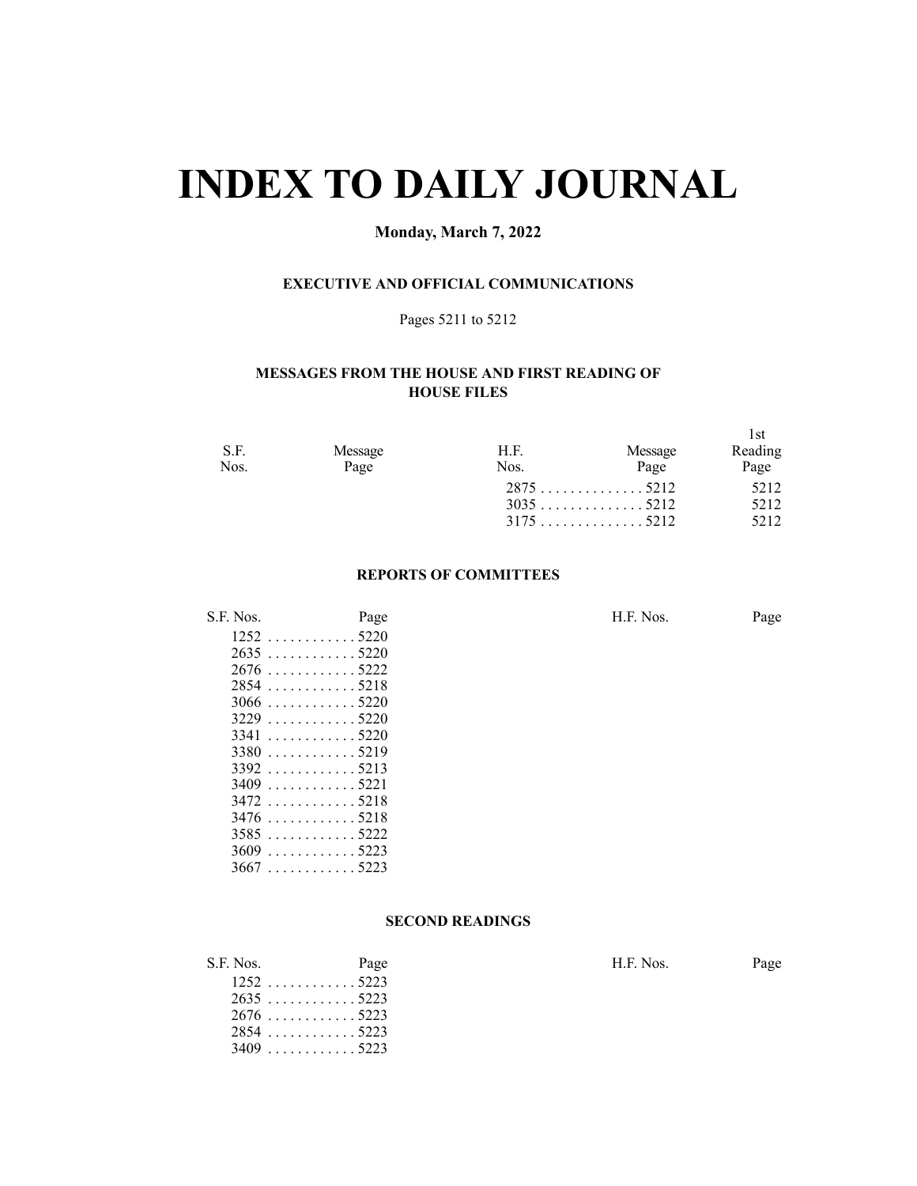# INDEX TO DAILY JOURNAL

**Monday, March 7, 2022**

### EXECUTIVE AND OFFICIAL COMMUNICATIONS

Pages 5211 to 5212

### MESSAGES FROM THE HOUSE AND FIRST READING OF HOUSE FILES

| S.F. Nos. | Message Page | H.F. Nos. | Message Page | 1st Reading Page |
|---|---|---|---|---|
| | | 2875 | 5212 | 5212 |
| | | 3035 | 5212 | 5212 |
| | | 3175 | 5212 | 5212 |

### REPORTS OF COMMITTEES

| S.F. Nos. | Page | H.F. Nos. | Page |
|---|---|---|---|
| 1252 | 5220 | | |
| 2635 | 5220 | | |
| 2676 | 5222 | | |
| 2854 | 5218 | | |
| 3066 | 5220 | | |
| 3229 | 5220 | | |
| 3341 | 5220 | | |
| 3380 | 5219 | | |
| 3392 | 5213 | | |
| 3409 | 5221 | | |
| 3472 | 5218 | | |
| 3476 | 5218 | | |
| 3585 | 5222 | | |
| 3609 | 5223 | | |
| 3667 | 5223 | | |

### SECOND READINGS

| S.F. Nos. | Page | H.F. Nos. | Page |
|---|---|---|---|
| 1252 | 5223 | | |
| 2635 | 5223 | | |
| 2676 | 5223 | | |
| 2854 | 5223 | | |
| 3409 | 5223 | | |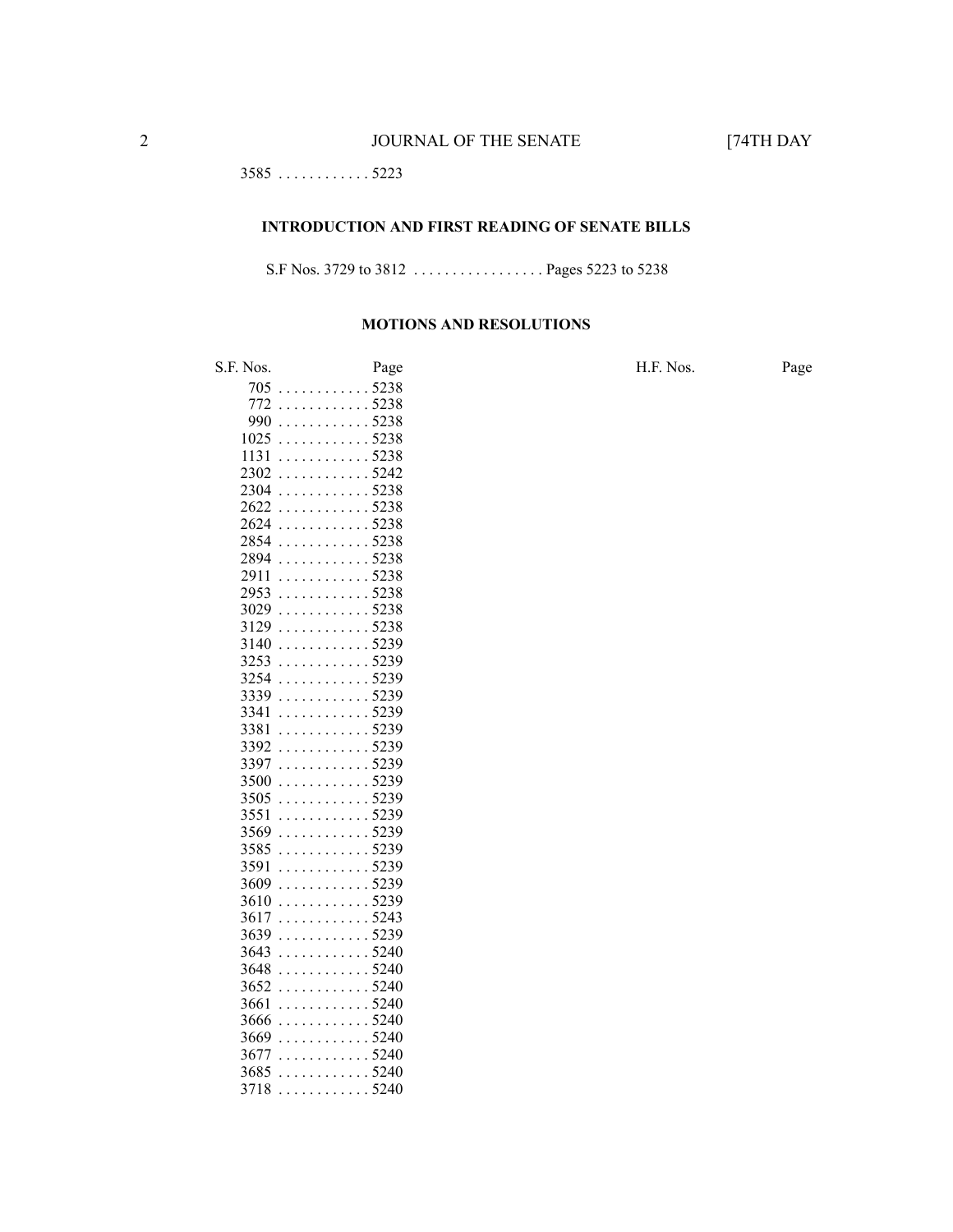| | |
|---|---|
| 3585 | 5223 |

## INTRODUCTION AND FIRST READING OF SENATE BILLS

S.F Nos. 3729 to 3812 . . . . . . . . . . . . . . . . . Pages 5223 to 5238

## MOTIONS AND RESOLUTIONS

| S.F. Nos. | Page | H.F. Nos. | Page |
|---|---|---|---|
| 705 | 5238 | | |
| 772 | 5238 | | |
| 990 | 5238 | | |
| 1025 | 5238 | | |
| 1131 | 5238 | | |
| 2302 | 5242 | | |
| 2304 | 5238 | | |
| 2622 | 5238 | | |
| 2624 | 5238 | | |
| 2854 | 5238 | | |
| 2894 | 5238 | | |
| 2911 | 5238 | | |
| 2953 | 5238 | | |
| 3029 | 5238 | | |
| 3129 | 5238 | | |
| 3140 | 5239 | | |
| 3253 | 5239 | | |
| 3254 | 5239 | | |
| 3339 | 5239 | | |
| 3341 | 5239 | | |
| 3381 | 5239 | | |
| 3392 | 5239 | | |
| 3397 | 5239 | | |
| 3500 | 5239 | | |
| 3505 | 5239 | | |
| 3551 | 5239 | | |
| 3569 | 5239 | | |
| 3585 | 5239 | | |
| 3591 | 5239 | | |
| 3609 | 5239 | | |
| 3610 | 5239 | | |
| 3617 | 5243 | | |
| 3639 | 5239 | | |
| 3643 | 5240 | | |
| 3648 | 5240 | | |
| 3652 | 5240 | | |
| 3661 | 5240 | | |
| 3666 | 5240 | | |
| 3669 | 5240 | | |
| 3677 | 5240 | | |
| 3685 | 5240 | | |
| 3718 | 5240 | | |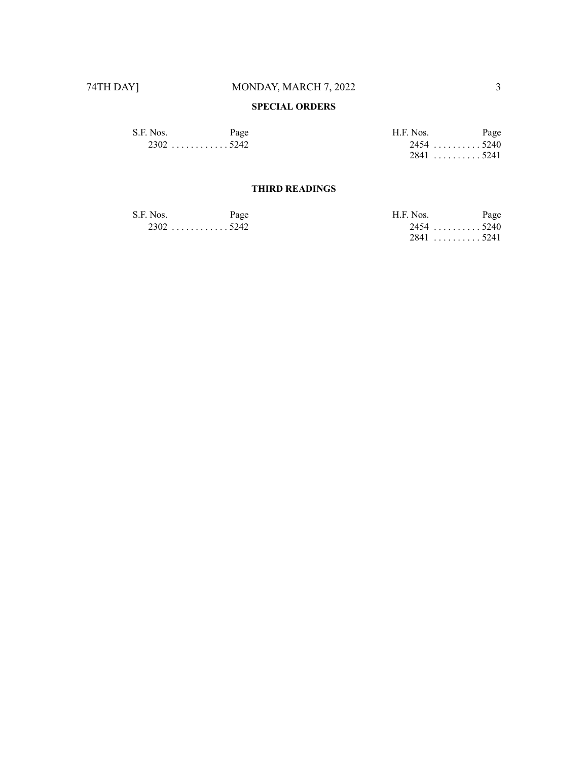## SPECIAL ORDERS

| S.F. Nos. | Page | H.F. Nos. | Page |
|---|---|---|---|
| 2302 | 5242 | 2454 | 5240 |
| | | 2841 | 5241 |

## THIRD READINGS

| S.F. Nos. | Page | H.F. Nos. | Page |
|---|---|---|---|
| 2302 | 5242 | 2454 | 5240 |
| | | 2841 | 5241 |